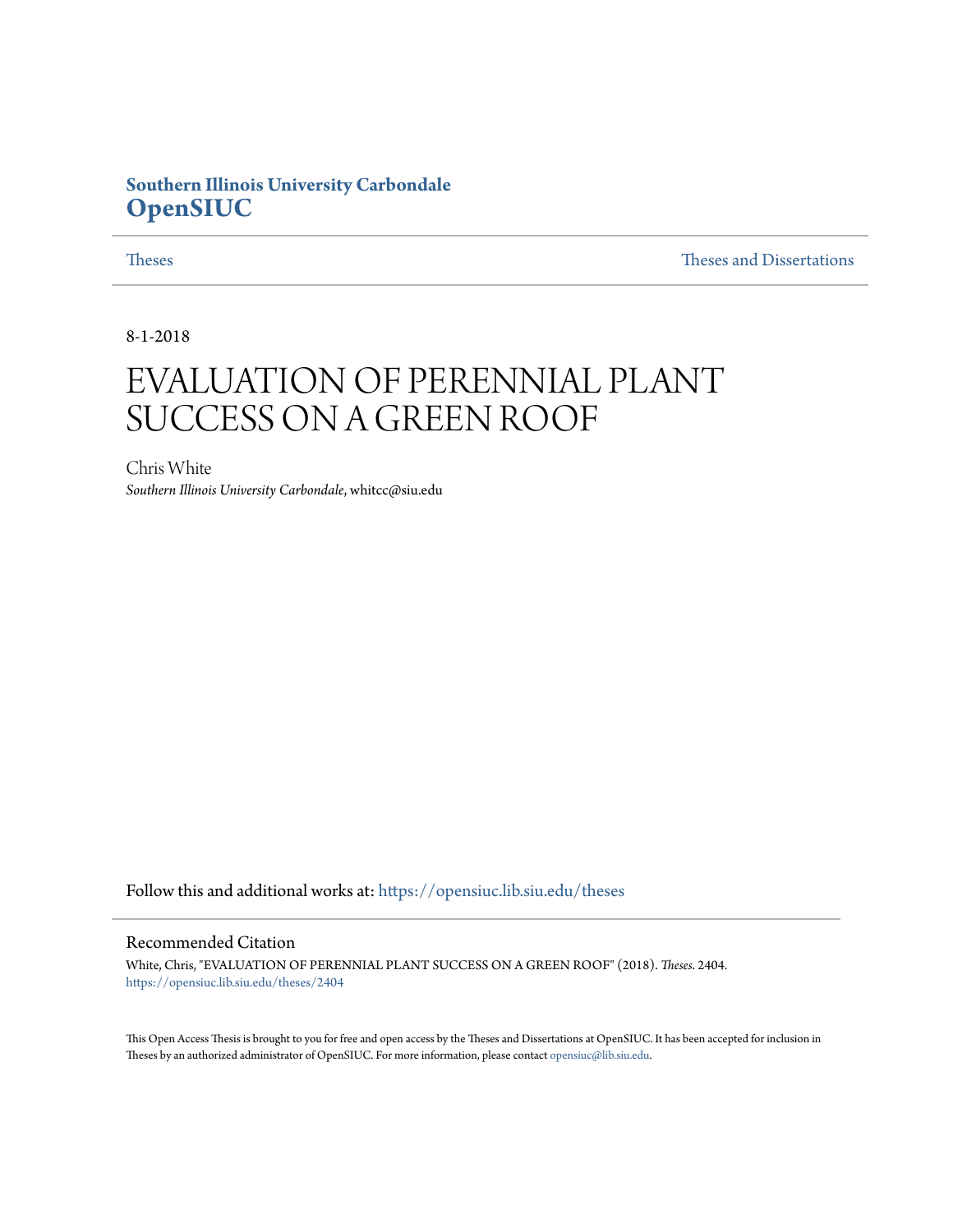Southern Illinois University Carbondale
**OpenSIUC**

Theses | Theses and Dissertations

8-1-2018

# EVALUATION OF PERENNIAL PLANT SUCCESS ON A GREEN ROOF

Chris White
*Southern Illinois University Carbondale*, whitcc@siu.edu

Follow this and additional works at: https://opensiuc.lib.siu.edu/theses

## Recommended Citation

White, Chris, "EVALUATION OF PERENNIAL PLANT SUCCESS ON A GREEN ROOF" (2018). *Theses*. 2404.
https://opensiuc.lib.siu.edu/theses/2404

This Open Access Thesis is brought to you for free and open access by the Theses and Dissertations at OpenSIUC. It has been accepted for inclusion in Theses by an authorized administrator of OpenSIUC. For more information, please contact opensiuc@lib.siu.edu.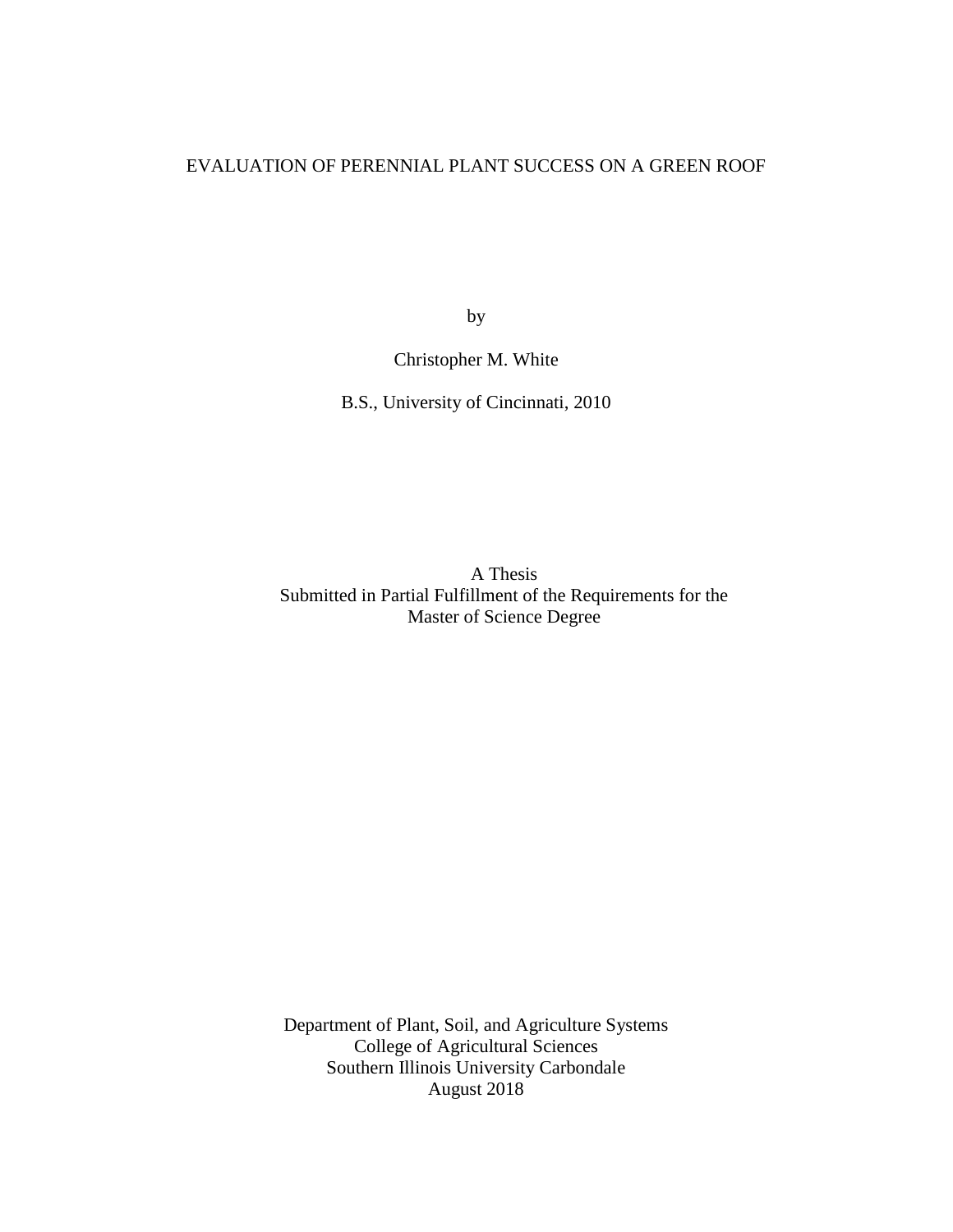# EVALUATION OF PERENNIAL PLANT SUCCESS ON A GREEN ROOF

by

Christopher M. White

B.S., University of Cincinnati, 2010

A Thesis
Submitted in Partial Fulfillment of the Requirements for the
Master of Science Degree

Department of Plant, Soil, and Agriculture Systems
College of Agricultural Sciences
Southern Illinois University Carbondale
August 2018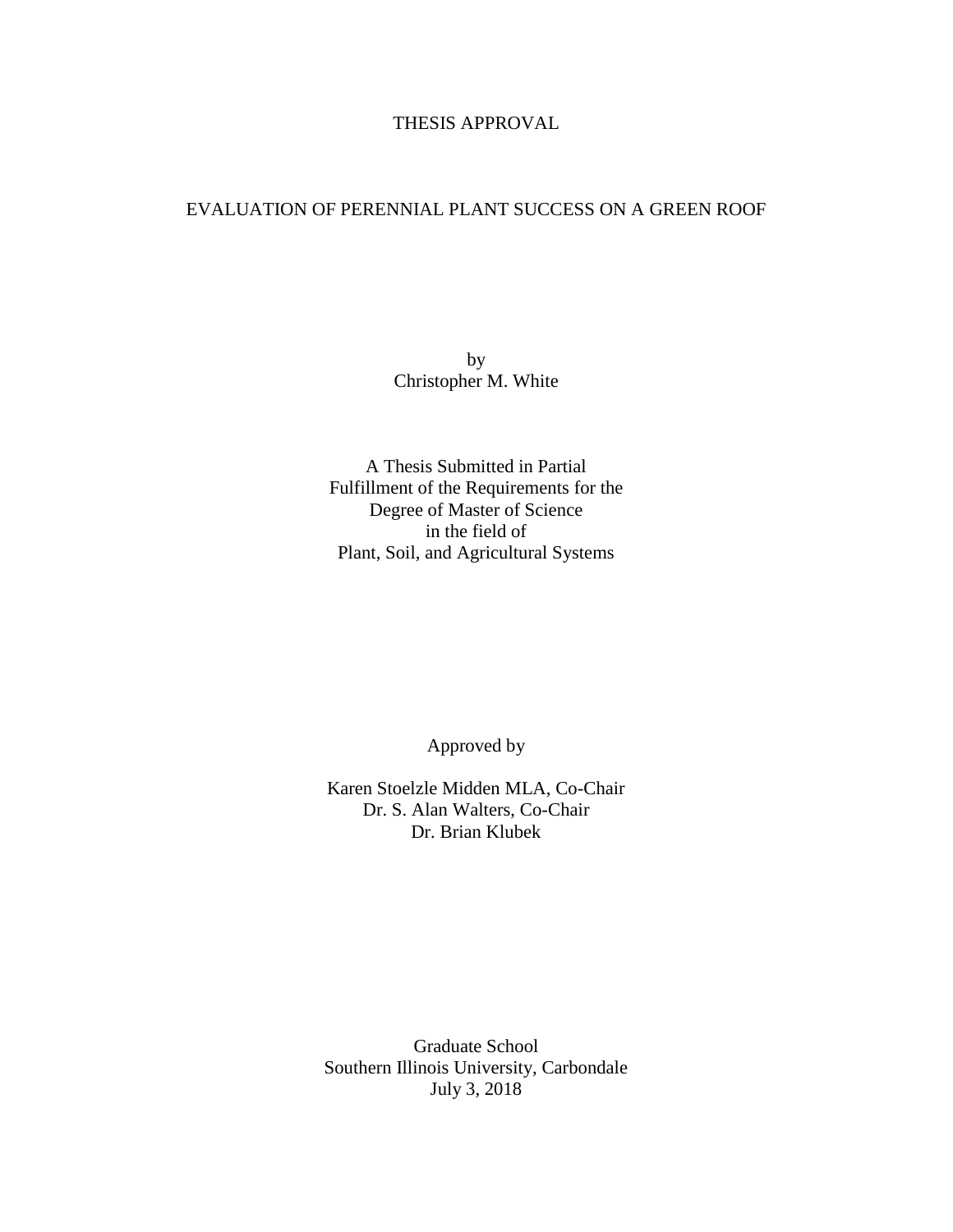THESIS APPROVAL

EVALUATION OF PERENNIAL PLANT SUCCESS ON A GREEN ROOF

by

Christopher M. White

A Thesis Submitted in Partial
Fulfillment of the Requirements for the
Degree of Master of Science
in the field of
Plant, Soil, and Agricultural Systems

Approved by

Karen Stoelzle Midden MLA, Co-Chair
Dr. S. Alan Walters, Co-Chair
Dr. Brian Klubek

Graduate School
Southern Illinois University, Carbondale
July 3, 2018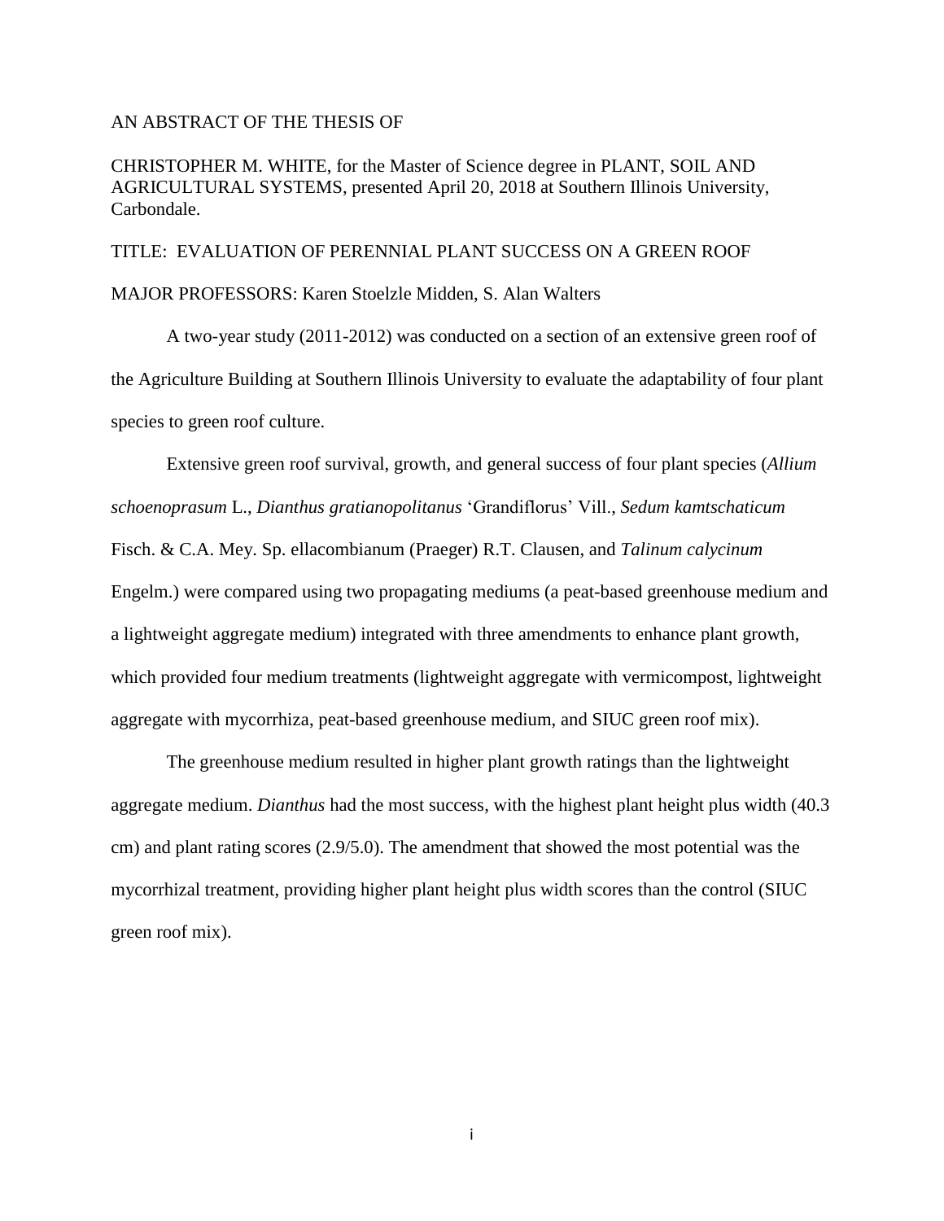AN ABSTRACT OF THE THESIS OF

CHRISTOPHER M. WHITE, for the Master of Science degree in PLANT, SOIL AND AGRICULTURAL SYSTEMS, presented April 20, 2018 at Southern Illinois University, Carbondale.

TITLE: EVALUATION OF PERENNIAL PLANT SUCCESS ON A GREEN ROOF

MAJOR PROFESSORS: Karen Stoelzle Midden, S. Alan Walters

A two-year study (2011-2012) was conducted on a section of an extensive green roof of the Agriculture Building at Southern Illinois University to evaluate the adaptability of four plant species to green roof culture.

Extensive green roof survival, growth, and general success of four plant species (*Allium schoenoprasum* L., *Dianthus gratianopolitanus* 'Grandiflorus' Vill., *Sedum kamtschaticum* Fisch. & C.A. Mey. Sp. ellacombianum (Praeger) R.T. Clausen, and *Talinum calycinum* Engelm.) were compared using two propagating mediums (a peat-based greenhouse medium and a lightweight aggregate medium) integrated with three amendments to enhance plant growth, which provided four medium treatments (lightweight aggregate with vermicompost, lightweight aggregate with mycorrhiza, peat-based greenhouse medium, and SIUC green roof mix).

The greenhouse medium resulted in higher plant growth ratings than the lightweight aggregate medium. *Dianthus* had the most success, with the highest plant height plus width (40.3 cm) and plant rating scores (2.9/5.0). The amendment that showed the most potential was the mycorrhizal treatment, providing higher plant height plus width scores than the control (SIUC green roof mix).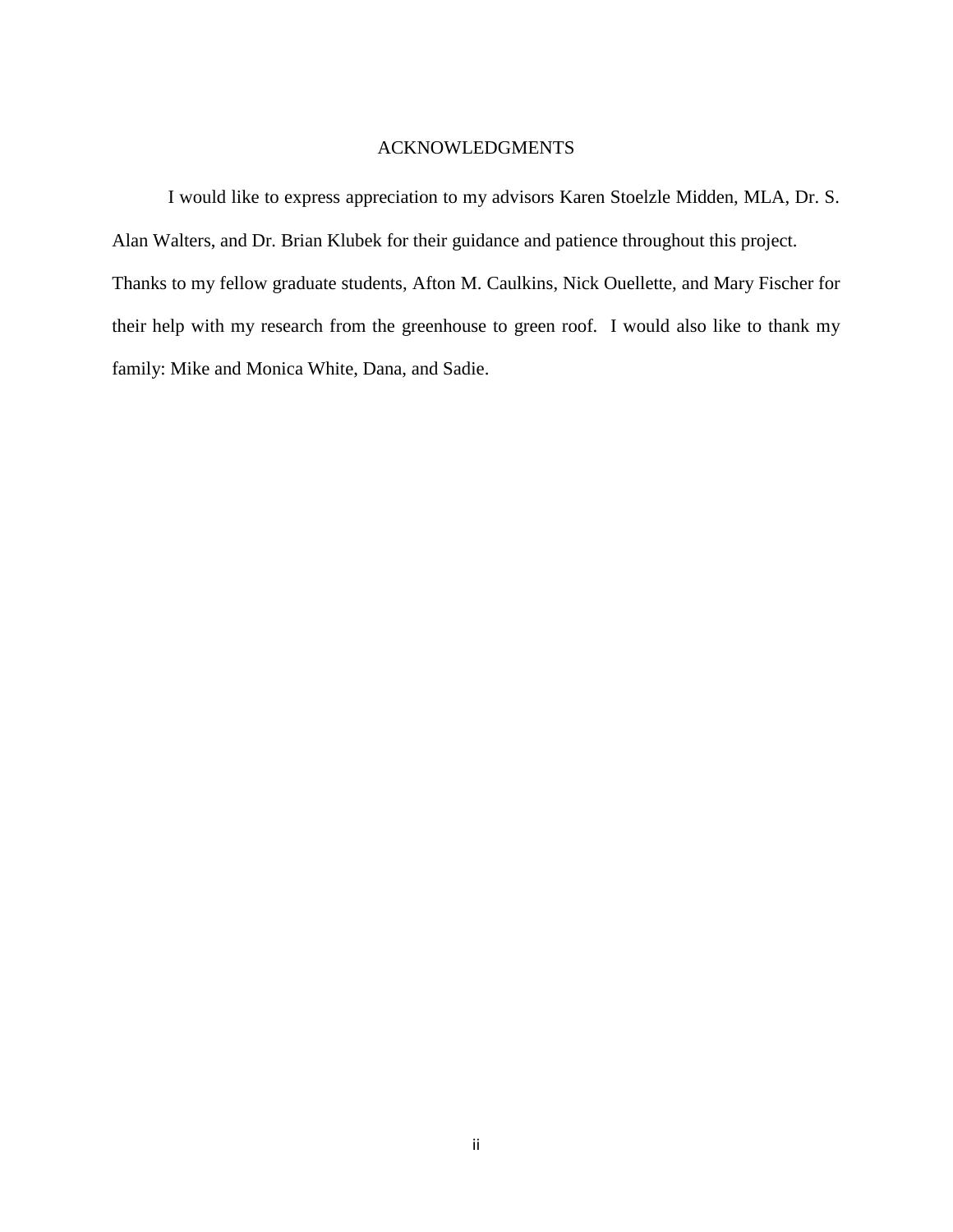# ACKNOWLEDGMENTS

I would like to express appreciation to my advisors Karen Stoelzle Midden, MLA, Dr. S. Alan Walters, and Dr. Brian Klubek for their guidance and patience throughout this project. Thanks to my fellow graduate students, Afton M. Caulkins, Nick Ouellette, and Mary Fischer for their help with my research from the greenhouse to green roof. I would also like to thank my family: Mike and Monica White, Dana, and Sadie.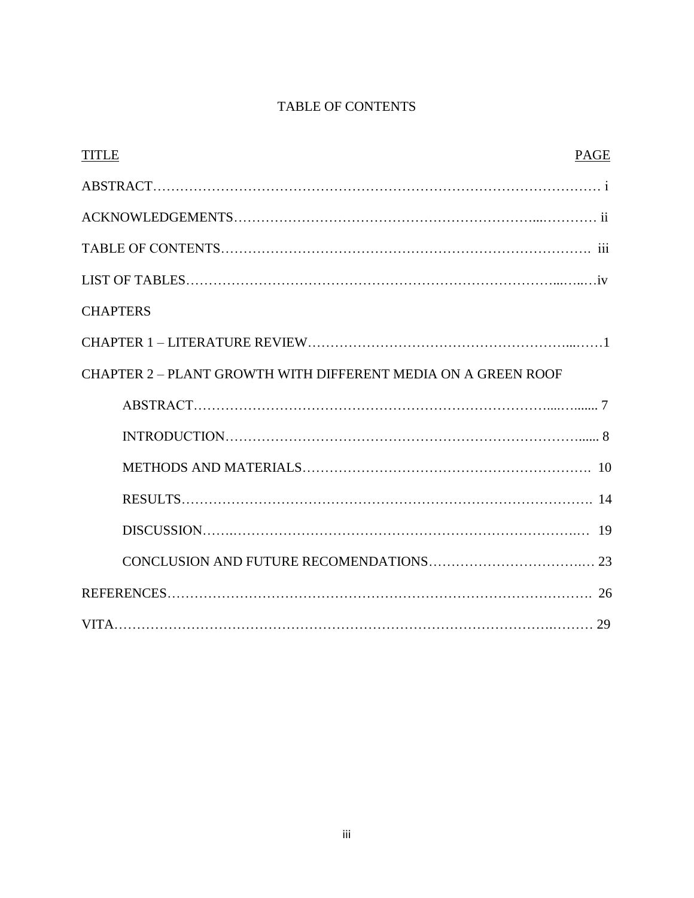# TABLE OF CONTENTS

| TITLE | PAGE |
|---|---|
| ABSTRACT | i |
| ACKNOWLEDGEMENTS | ii |
| TABLE OF CONTENTS | iii |
| LIST OF TABLES | iv |
| CHAPTERS | |
| CHAPTER 1 – LITERATURE REVIEW | 1 |
| CHAPTER 2 – PLANT GROWTH WITH DIFFERENT MEDIA ON A GREEN ROOF | |
| ABSTRACT | 7 |
| INTRODUCTION | 8 |
| METHODS AND MATERIALS | 10 |
| RESULTS | 14 |
| DISCUSSION | 19 |
| CONCLUSION AND FUTURE RECOMENDATIONS | 23 |
| REFERENCES | 26 |
| VITA | 29 |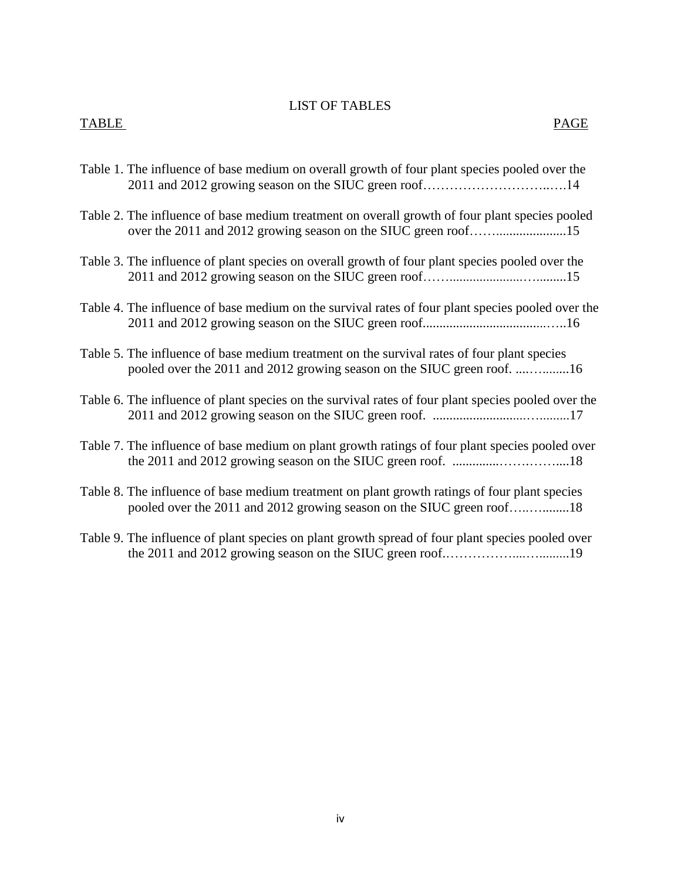# LIST OF TABLES

TABLE PAGE

Table 1. The influence of base medium on overall growth of four plant species pooled over the 2011 and 2012 growing season on the SIUC green roof…………………………..….14

Table 2. The influence of base medium treatment on overall growth of four plant species pooled over the 2011 and 2012 growing season on the SIUC green roof……....................15

Table 3. The influence of plant species on overall growth of four plant species pooled over the 2011 and 2012 growing season on the SIUC green roof……....................…........15

Table 4. The influence of base medium on the survival rates of four plant species pooled over the 2011 and 2012 growing season on the SIUC green roof.....................................…..16

Table 5. The influence of base medium treatment on the survival rates of four plant species pooled over the 2011 and 2012 growing season on the SIUC green roof. ....….........16

Table 6. The influence of plant species on the survival rates of four plant species pooled over the 2011 and 2012 growing season on the SIUC green roof. .........................….........17

Table 7. The influence of base medium on plant growth ratings of four plant species pooled over the 2011 and 2012 growing season on the SIUC green roof. ..............………….....18

Table 8. The influence of base medium treatment on plant growth ratings of four plant species pooled over the 2011 and 2012 growing season on the SIUC green roof…..…........18

Table 9. The influence of plant species on plant growth spread of four plant species pooled over the 2011 and 2012 growing season on the SIUC green roof.……………....…........19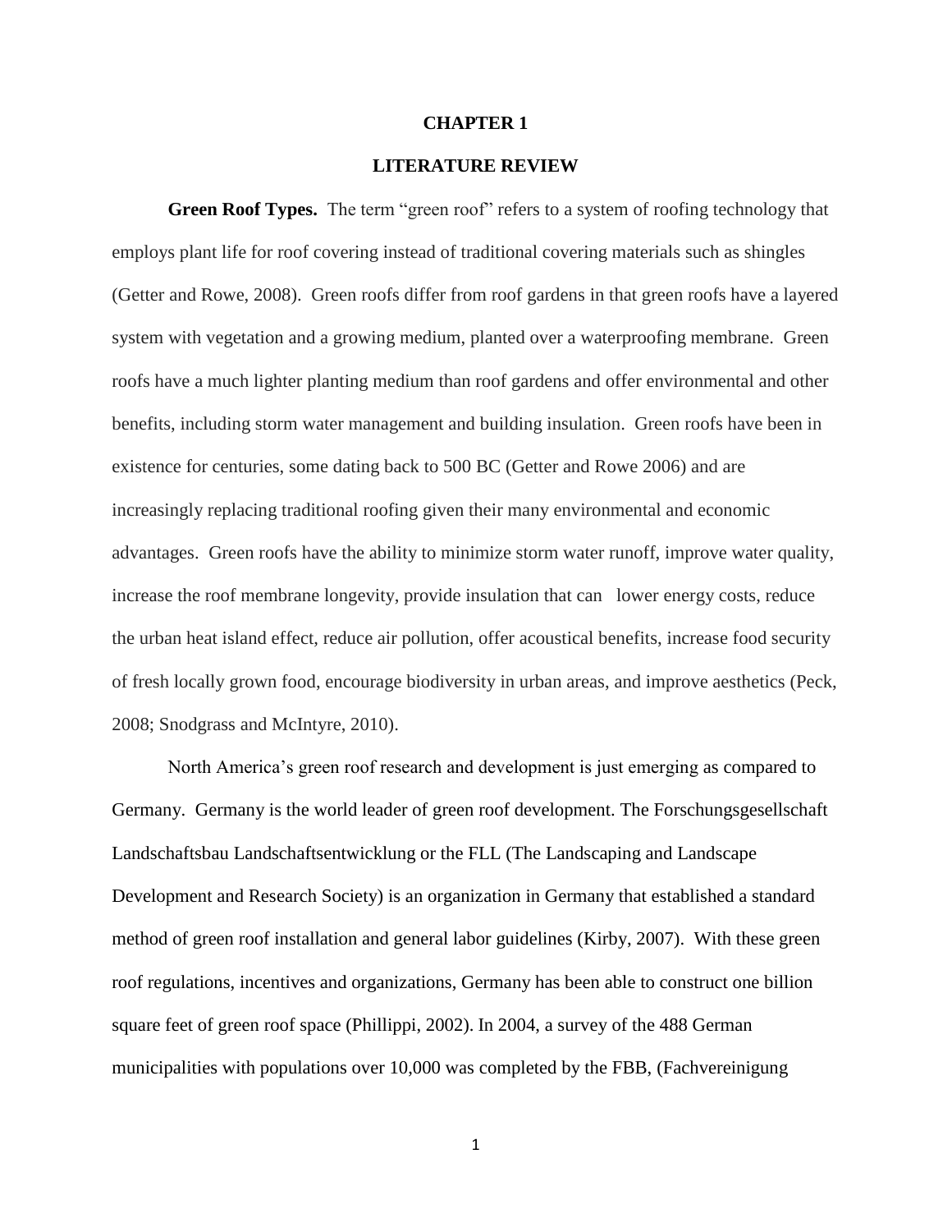# CHAPTER 1

## LITERATURE REVIEW

**Green Roof Types.** The term "green roof" refers to a system of roofing technology that employs plant life for roof covering instead of traditional covering materials such as shingles (Getter and Rowe, 2008). Green roofs differ from roof gardens in that green roofs have a layered system with vegetation and a growing medium, planted over a waterproofing membrane. Green roofs have a much lighter planting medium than roof gardens and offer environmental and other benefits, including storm water management and building insulation. Green roofs have been in existence for centuries, some dating back to 500 BC (Getter and Rowe 2006) and are increasingly replacing traditional roofing given their many environmental and economic advantages. Green roofs have the ability to minimize storm water runoff, improve water quality, increase the roof membrane longevity, provide insulation that can lower energy costs, reduce the urban heat island effect, reduce air pollution, offer acoustical benefits, increase food security of fresh locally grown food, encourage biodiversity in urban areas, and improve aesthetics (Peck, 2008; Snodgrass and McIntyre, 2010).

North America's green roof research and development is just emerging as compared to Germany. Germany is the world leader of green roof development. The Forschungsgesellschaft Landschaftsbau Landschaftsentwicklung or the FLL (The Landscaping and Landscape Development and Research Society) is an organization in Germany that established a standard method of green roof installation and general labor guidelines (Kirby, 2007). With these green roof regulations, incentives and organizations, Germany has been able to construct one billion square feet of green roof space (Phillippi, 2002). In 2004, a survey of the 488 German municipalities with populations over 10,000 was completed by the FBB, (Fachvereinigung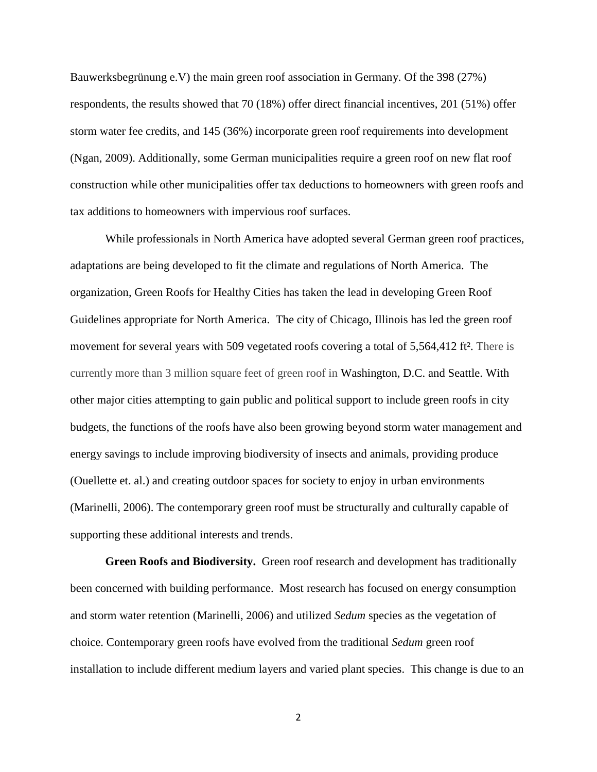Bauwerksbegrünung e.V) the main green roof association in Germany. Of the 398 (27%) respondents, the results showed that 70 (18%) offer direct financial incentives, 201 (51%) offer storm water fee credits, and 145 (36%) incorporate green roof requirements into development (Ngan, 2009). Additionally, some German municipalities require a green roof on new flat roof construction while other municipalities offer tax deductions to homeowners with green roofs and tax additions to homeowners with impervious roof surfaces.

While professionals in North America have adopted several German green roof practices, adaptations are being developed to fit the climate and regulations of North America. The organization, Green Roofs for Healthy Cities has taken the lead in developing Green Roof Guidelines appropriate for North America. The city of Chicago, Illinois has led the green roof movement for several years with 509 vegetated roofs covering a total of 5,564,412 ft². There is currently more than 3 million square feet of green roof in Washington, D.C. and Seattle. With other major cities attempting to gain public and political support to include green roofs in city budgets, the functions of the roofs have also been growing beyond storm water management and energy savings to include improving biodiversity of insects and animals, providing produce (Ouellette et. al.) and creating outdoor spaces for society to enjoy in urban environments (Marinelli, 2006). The contemporary green roof must be structurally and culturally capable of supporting these additional interests and trends.

**Green Roofs and Biodiversity.** Green roof research and development has traditionally been concerned with building performance. Most research has focused on energy consumption and storm water retention (Marinelli, 2006) and utilized *Sedum* species as the vegetation of choice. Contemporary green roofs have evolved from the traditional *Sedum* green roof installation to include different medium layers and varied plant species. This change is due to an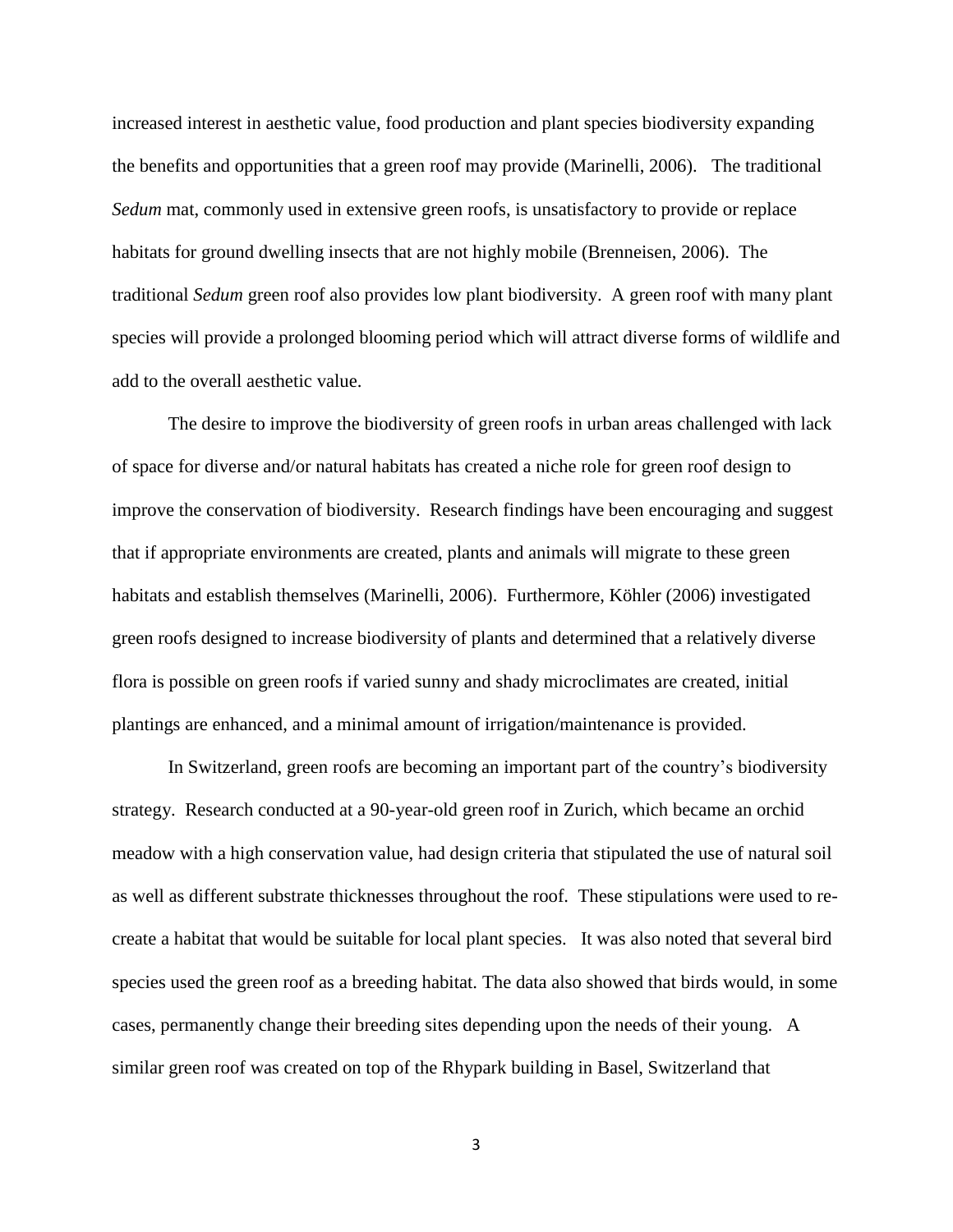increased interest in aesthetic value, food production and plant species biodiversity expanding the benefits and opportunities that a green roof may provide (Marinelli, 2006). The traditional *Sedum* mat, commonly used in extensive green roofs, is unsatisfactory to provide or replace habitats for ground dwelling insects that are not highly mobile (Brenneisen, 2006). The traditional *Sedum* green roof also provides low plant biodiversity. A green roof with many plant species will provide a prolonged blooming period which will attract diverse forms of wildlife and add to the overall aesthetic value.

The desire to improve the biodiversity of green roofs in urban areas challenged with lack of space for diverse and/or natural habitats has created a niche role for green roof design to improve the conservation of biodiversity. Research findings have been encouraging and suggest that if appropriate environments are created, plants and animals will migrate to these green habitats and establish themselves (Marinelli, 2006). Furthermore, Köhler (2006) investigated green roofs designed to increase biodiversity of plants and determined that a relatively diverse flora is possible on green roofs if varied sunny and shady microclimates are created, initial plantings are enhanced, and a minimal amount of irrigation/maintenance is provided.

In Switzerland, green roofs are becoming an important part of the country's biodiversity strategy. Research conducted at a 90-year-old green roof in Zurich, which became an orchid meadow with a high conservation value, had design criteria that stipulated the use of natural soil as well as different substrate thicknesses throughout the roof. These stipulations were used to re-create a habitat that would be suitable for local plant species. It was also noted that several bird species used the green roof as a breeding habitat. The data also showed that birds would, in some cases, permanently change their breeding sites depending upon the needs of their young. A similar green roof was created on top of the Rhypark building in Basel, Switzerland that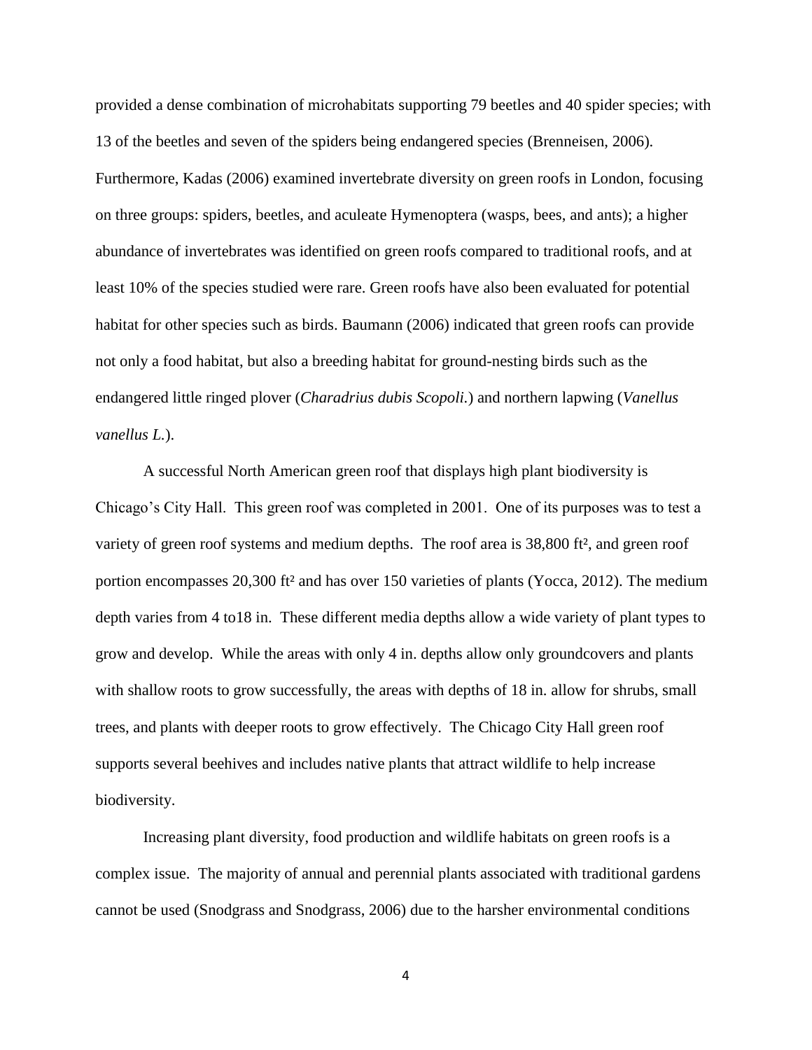provided a dense combination of microhabitats supporting 79 beetles and 40 spider species; with 13 of the beetles and seven of the spiders being endangered species (Brenneisen, 2006). Furthermore, Kadas (2006) examined invertebrate diversity on green roofs in London, focusing on three groups: spiders, beetles, and aculeate Hymenoptera (wasps, bees, and ants); a higher abundance of invertebrates was identified on green roofs compared to traditional roofs, and at least 10% of the species studied were rare. Green roofs have also been evaluated for potential habitat for other species such as birds. Baumann (2006) indicated that green roofs can provide not only a food habitat, but also a breeding habitat for ground-nesting birds such as the endangered little ringed plover (*Charadrius dubis Scopoli.*) and northern lapwing (*Vanellus vanellus L.*).

A successful North American green roof that displays high plant biodiversity is Chicago's City Hall. This green roof was completed in 2001. One of its purposes was to test a variety of green roof systems and medium depths. The roof area is 38,800 ft², and green roof portion encompasses 20,300 ft² and has over 150 varieties of plants (Yocca, 2012). The medium depth varies from 4 to18 in. These different media depths allow a wide variety of plant types to grow and develop. While the areas with only 4 in. depths allow only groundcovers and plants with shallow roots to grow successfully, the areas with depths of 18 in. allow for shrubs, small trees, and plants with deeper roots to grow effectively. The Chicago City Hall green roof supports several beehives and includes native plants that attract wildlife to help increase biodiversity.

Increasing plant diversity, food production and wildlife habitats on green roofs is a complex issue. The majority of annual and perennial plants associated with traditional gardens cannot be used (Snodgrass and Snodgrass, 2006) due to the harsher environmental conditions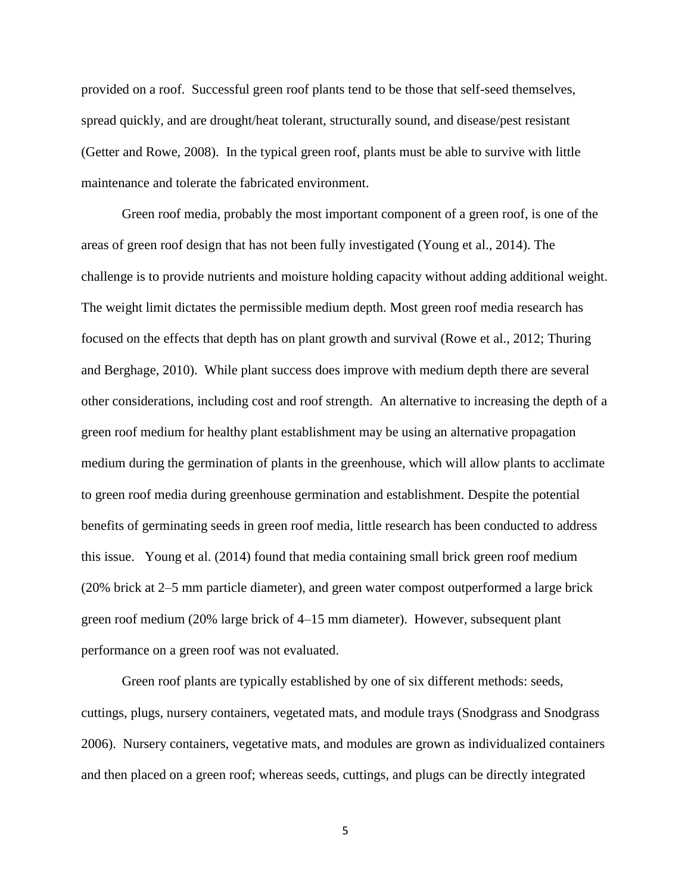provided on a roof. Successful green roof plants tend to be those that self-seed themselves, spread quickly, and are drought/heat tolerant, structurally sound, and disease/pest resistant (Getter and Rowe, 2008). In the typical green roof, plants must be able to survive with little maintenance and tolerate the fabricated environment.

Green roof media, probably the most important component of a green roof, is one of the areas of green roof design that has not been fully investigated (Young et al., 2014). The challenge is to provide nutrients and moisture holding capacity without adding additional weight. The weight limit dictates the permissible medium depth. Most green roof media research has focused on the effects that depth has on plant growth and survival (Rowe et al., 2012; Thuring and Berghage, 2010). While plant success does improve with medium depth there are several other considerations, including cost and roof strength. An alternative to increasing the depth of a green roof medium for healthy plant establishment may be using an alternative propagation medium during the germination of plants in the greenhouse, which will allow plants to acclimate to green roof media during greenhouse germination and establishment. Despite the potential benefits of germinating seeds in green roof media, little research has been conducted to address this issue. Young et al. (2014) found that media containing small brick green roof medium (20% brick at 2–5 mm particle diameter), and green water compost outperformed a large brick green roof medium (20% large brick of 4–15 mm diameter). However, subsequent plant performance on a green roof was not evaluated.

Green roof plants are typically established by one of six different methods: seeds, cuttings, plugs, nursery containers, vegetated mats, and module trays (Snodgrass and Snodgrass 2006). Nursery containers, vegetative mats, and modules are grown as individualized containers and then placed on a green roof; whereas seeds, cuttings, and plugs can be directly integrated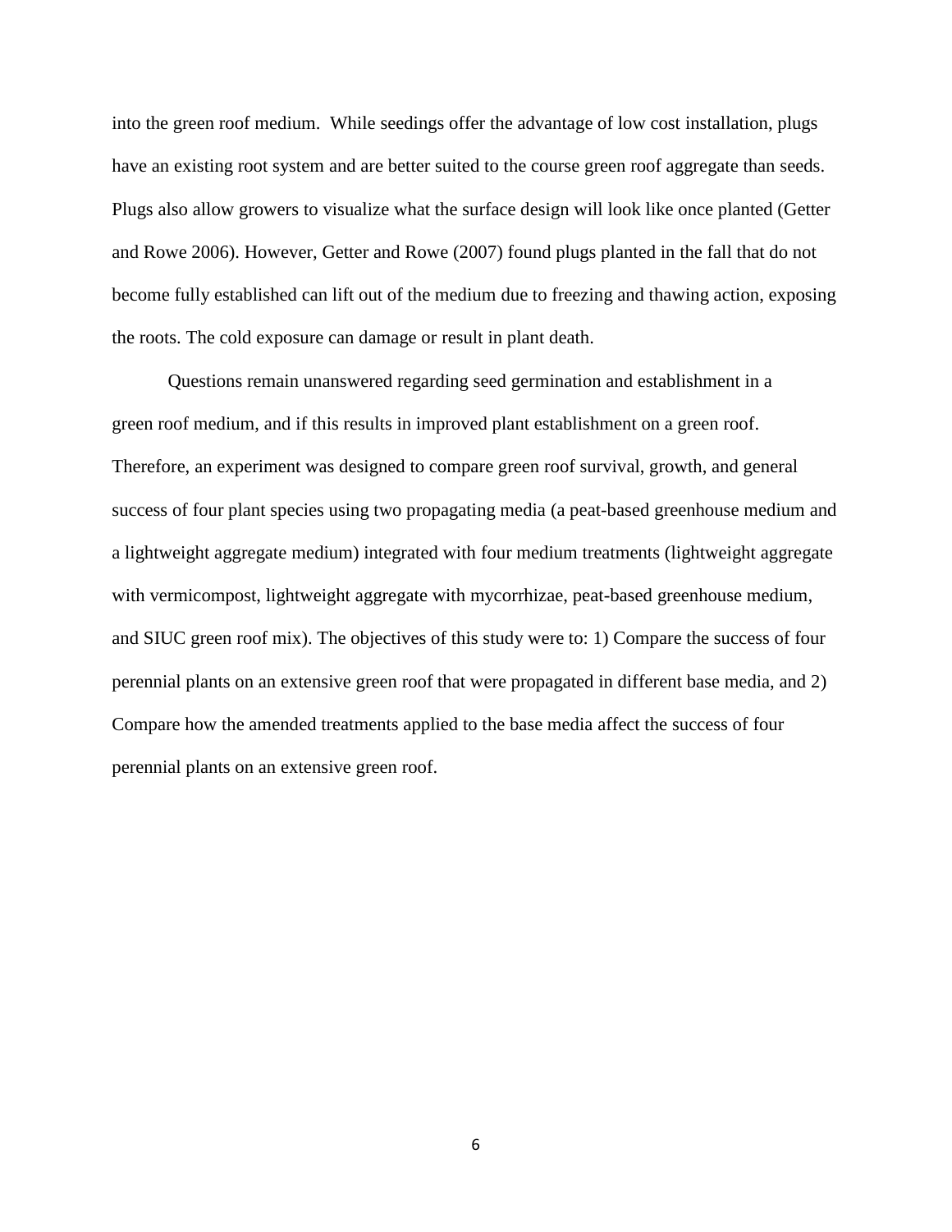into the green roof medium. While seedings offer the advantage of low cost installation, plugs have an existing root system and are better suited to the course green roof aggregate than seeds. Plugs also allow growers to visualize what the surface design will look like once planted (Getter and Rowe 2006). However, Getter and Rowe (2007) found plugs planted in the fall that do not become fully established can lift out of the medium due to freezing and thawing action, exposing the roots. The cold exposure can damage or result in plant death.

Questions remain unanswered regarding seed germination and establishment in a green roof medium, and if this results in improved plant establishment on a green roof. Therefore, an experiment was designed to compare green roof survival, growth, and general success of four plant species using two propagating media (a peat-based greenhouse medium and a lightweight aggregate medium) integrated with four medium treatments (lightweight aggregate with vermicompost, lightweight aggregate with mycorrhizae, peat-based greenhouse medium, and SIUC green roof mix). The objectives of this study were to: 1) Compare the success of four perennial plants on an extensive green roof that were propagated in different base media, and 2) Compare how the amended treatments applied to the base media affect the success of four perennial plants on an extensive green roof.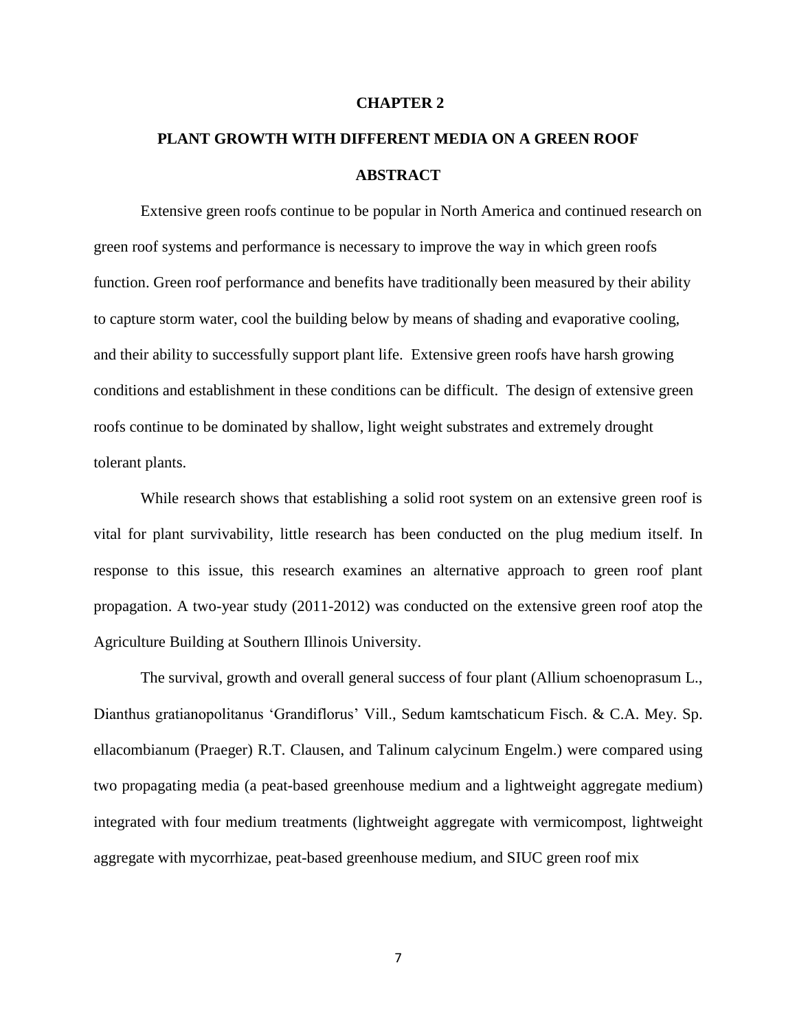# CHAPTER 2

# PLANT GROWTH WITH DIFFERENT MEDIA ON A GREEN ROOF

## ABSTRACT

Extensive green roofs continue to be popular in North America and continued research on green roof systems and performance is necessary to improve the way in which green roofs function. Green roof performance and benefits have traditionally been measured by their ability to capture storm water, cool the building below by means of shading and evaporative cooling, and their ability to successfully support plant life. Extensive green roofs have harsh growing conditions and establishment in these conditions can be difficult. The design of extensive green roofs continue to be dominated by shallow, light weight substrates and extremely drought tolerant plants.

While research shows that establishing a solid root system on an extensive green roof is vital for plant survivability, little research has been conducted on the plug medium itself. In response to this issue, this research examines an alternative approach to green roof plant propagation. A two-year study (2011-2012) was conducted on the extensive green roof atop the Agriculture Building at Southern Illinois University.

The survival, growth and overall general success of four plant (Allium schoenoprasum L., Dianthus gratianopolitanus 'Grandiflorus' Vill., Sedum kamtschaticum Fisch. & C.A. Mey. Sp. ellacombianum (Praeger) R.T. Clausen, and Talinum calycinum Engelm.) were compared using two propagating media (a peat-based greenhouse medium and a lightweight aggregate medium) integrated with four medium treatments (lightweight aggregate with vermicompost, lightweight aggregate with mycorrhizae, peat-based greenhouse medium, and SIUC green roof mix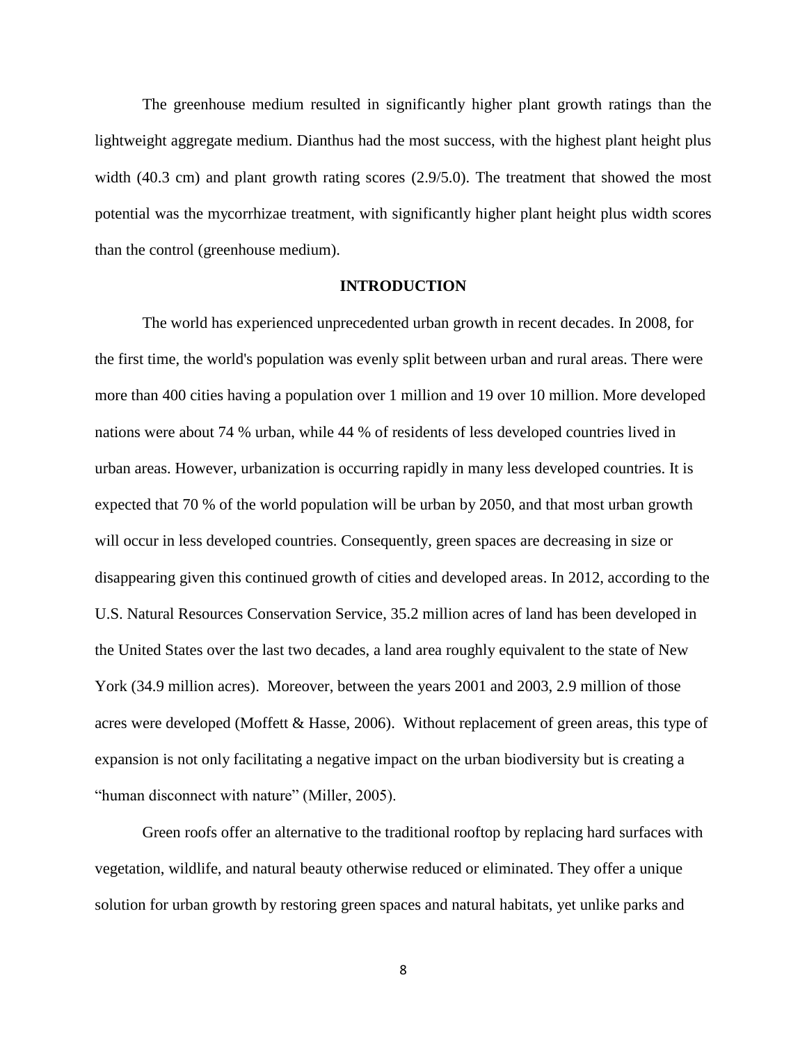The greenhouse medium resulted in significantly higher plant growth ratings than the lightweight aggregate medium. Dianthus had the most success, with the highest plant height plus width (40.3 cm) and plant growth rating scores (2.9/5.0). The treatment that showed the most potential was the mycorrhizae treatment, with significantly higher plant height plus width scores than the control (greenhouse medium).

## INTRODUCTION

The world has experienced unprecedented urban growth in recent decades. In 2008, for the first time, the world's population was evenly split between urban and rural areas. There were more than 400 cities having a population over 1 million and 19 over 10 million. More developed nations were about 74 % urban, while 44 % of residents of less developed countries lived in urban areas. However, urbanization is occurring rapidly in many less developed countries. It is expected that 70 % of the world population will be urban by 2050, and that most urban growth will occur in less developed countries. Consequently, green spaces are decreasing in size or disappearing given this continued growth of cities and developed areas. In 2012, according to the U.S. Natural Resources Conservation Service, 35.2 million acres of land has been developed in the United States over the last two decades, a land area roughly equivalent to the state of New York (34.9 million acres). Moreover, between the years 2001 and 2003, 2.9 million of those acres were developed (Moffett & Hasse, 2006). Without replacement of green areas, this type of expansion is not only facilitating a negative impact on the urban biodiversity but is creating a "human disconnect with nature" (Miller, 2005).

Green roofs offer an alternative to the traditional rooftop by replacing hard surfaces with vegetation, wildlife, and natural beauty otherwise reduced or eliminated. They offer a unique solution for urban growth by restoring green spaces and natural habitats, yet unlike parks and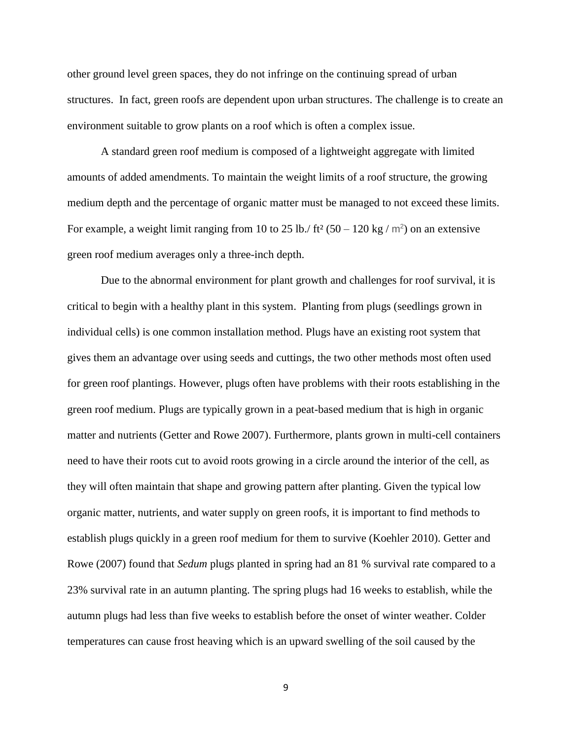other ground level green spaces, they do not infringe on the continuing spread of urban structures. In fact, green roofs are dependent upon urban structures. The challenge is to create an environment suitable to grow plants on a roof which is often a complex issue.

A standard green roof medium is composed of a lightweight aggregate with limited amounts of added amendments. To maintain the weight limits of a roof structure, the growing medium depth and the percentage of organic matter must be managed to not exceed these limits. For example, a weight limit ranging from 10 to 25 lb./ $ft^2$ (50 – 120 kg / $m^2$) on an extensive green roof medium averages only a three-inch depth.

Due to the abnormal environment for plant growth and challenges for roof survival, it is critical to begin with a healthy plant in this system. Planting from plugs (seedlings grown in individual cells) is one common installation method. Plugs have an existing root system that gives them an advantage over using seeds and cuttings, the two other methods most often used for green roof plantings. However, plugs often have problems with their roots establishing in the green roof medium. Plugs are typically grown in a peat-based medium that is high in organic matter and nutrients (Getter and Rowe 2007). Furthermore, plants grown in multi-cell containers need to have their roots cut to avoid roots growing in a circle around the interior of the cell, as they will often maintain that shape and growing pattern after planting. Given the typical low organic matter, nutrients, and water supply on green roofs, it is important to find methods to establish plugs quickly in a green roof medium for them to survive (Koehler 2010). Getter and Rowe (2007) found that *Sedum* plugs planted in spring had an 81 % survival rate compared to a 23% survival rate in an autumn planting. The spring plugs had 16 weeks to establish, while the autumn plugs had less than five weeks to establish before the onset of winter weather. Colder temperatures can cause frost heaving which is an upward swelling of the soil caused by the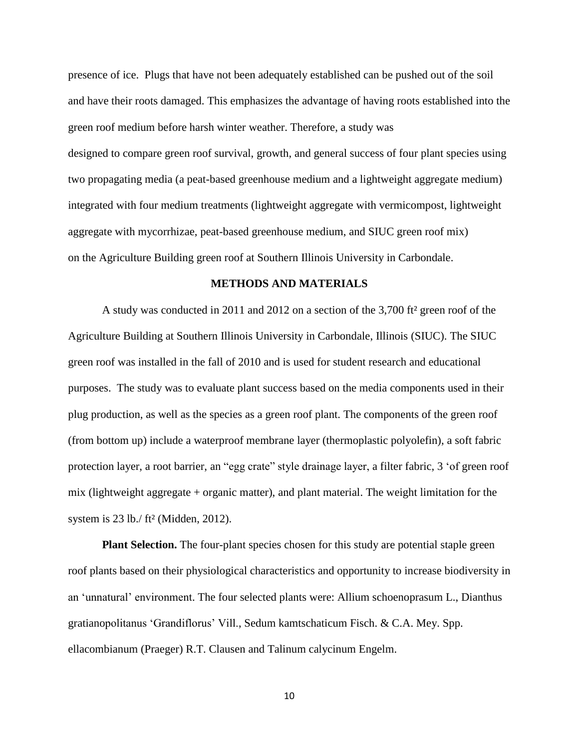presence of ice. Plugs that have not been adequately established can be pushed out of the soil and have their roots damaged. This emphasizes the advantage of having roots established into the green roof medium before harsh winter weather. Therefore, a study was designed to compare green roof survival, growth, and general success of four plant species using two propagating media (a peat-based greenhouse medium and a lightweight aggregate medium) integrated with four medium treatments (lightweight aggregate with vermicompost, lightweight aggregate with mycorrhizae, peat-based greenhouse medium, and SIUC green roof mix) on the Agriculture Building green roof at Southern Illinois University in Carbondale.

## METHODS AND MATERIALS

A study was conducted in 2011 and 2012 on a section of the 3,700 ft² green roof of the Agriculture Building at Southern Illinois University in Carbondale, Illinois (SIUC). The SIUC green roof was installed in the fall of 2010 and is used for student research and educational purposes. The study was to evaluate plant success based on the media components used in their plug production, as well as the species as a green roof plant. The components of the green roof (from bottom up) include a waterproof membrane layer (thermoplastic polyolefin), a soft fabric protection layer, a root barrier, an "egg crate" style drainage layer, a filter fabric, 3 'of green roof mix (lightweight aggregate + organic matter), and plant material. The weight limitation for the system is 23 lb./ ft² (Midden, 2012).

**Plant Selection.** The four-plant species chosen for this study are potential staple green roof plants based on their physiological characteristics and opportunity to increase biodiversity in an 'unnatural' environment. The four selected plants were: Allium schoenoprasum L., Dianthus gratianopolitanus 'Grandiflorus' Vill., Sedum kamtschaticum Fisch. & C.A. Mey. Spp. ellacombianum (Praeger) R.T. Clausen and Talinum calycinum Engelm.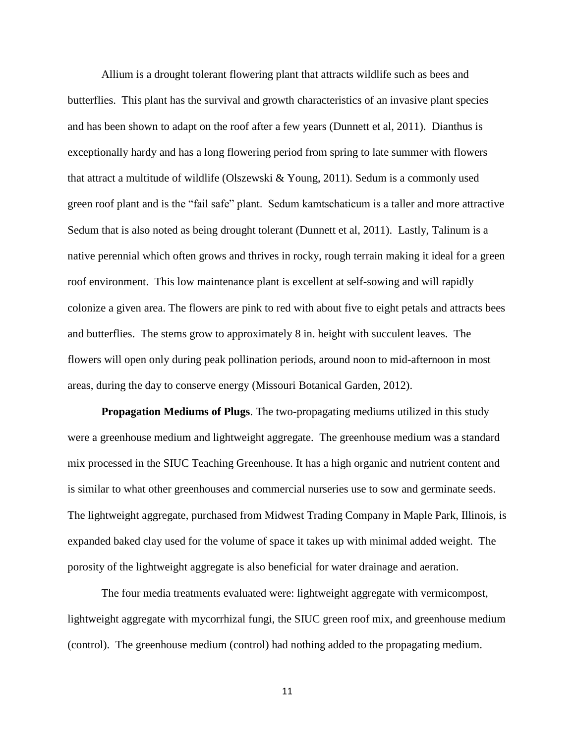Allium is a drought tolerant flowering plant that attracts wildlife such as bees and butterflies. This plant has the survival and growth characteristics of an invasive plant species and has been shown to adapt on the roof after a few years (Dunnett et al, 2011). Dianthus is exceptionally hardy and has a long flowering period from spring to late summer with flowers that attract a multitude of wildlife (Olszewski & Young, 2011). Sedum is a commonly used green roof plant and is the "fail safe" plant. Sedum kamtschaticum is a taller and more attractive Sedum that is also noted as being drought tolerant (Dunnett et al, 2011). Lastly, Talinum is a native perennial which often grows and thrives in rocky, rough terrain making it ideal for a green roof environment. This low maintenance plant is excellent at self-sowing and will rapidly colonize a given area. The flowers are pink to red with about five to eight petals and attracts bees and butterflies. The stems grow to approximately 8 in. height with succulent leaves. The flowers will open only during peak pollination periods, around noon to mid-afternoon in most areas, during the day to conserve energy (Missouri Botanical Garden, 2012).

**Propagation Mediums of Plugs**. The two-propagating mediums utilized in this study were a greenhouse medium and lightweight aggregate. The greenhouse medium was a standard mix processed in the SIUC Teaching Greenhouse. It has a high organic and nutrient content and is similar to what other greenhouses and commercial nurseries use to sow and germinate seeds. The lightweight aggregate, purchased from Midwest Trading Company in Maple Park, Illinois, is expanded baked clay used for the volume of space it takes up with minimal added weight. The porosity of the lightweight aggregate is also beneficial for water drainage and aeration.

The four media treatments evaluated were: lightweight aggregate with vermicompost, lightweight aggregate with mycorrhizal fungi, the SIUC green roof mix, and greenhouse medium (control). The greenhouse medium (control) had nothing added to the propagating medium.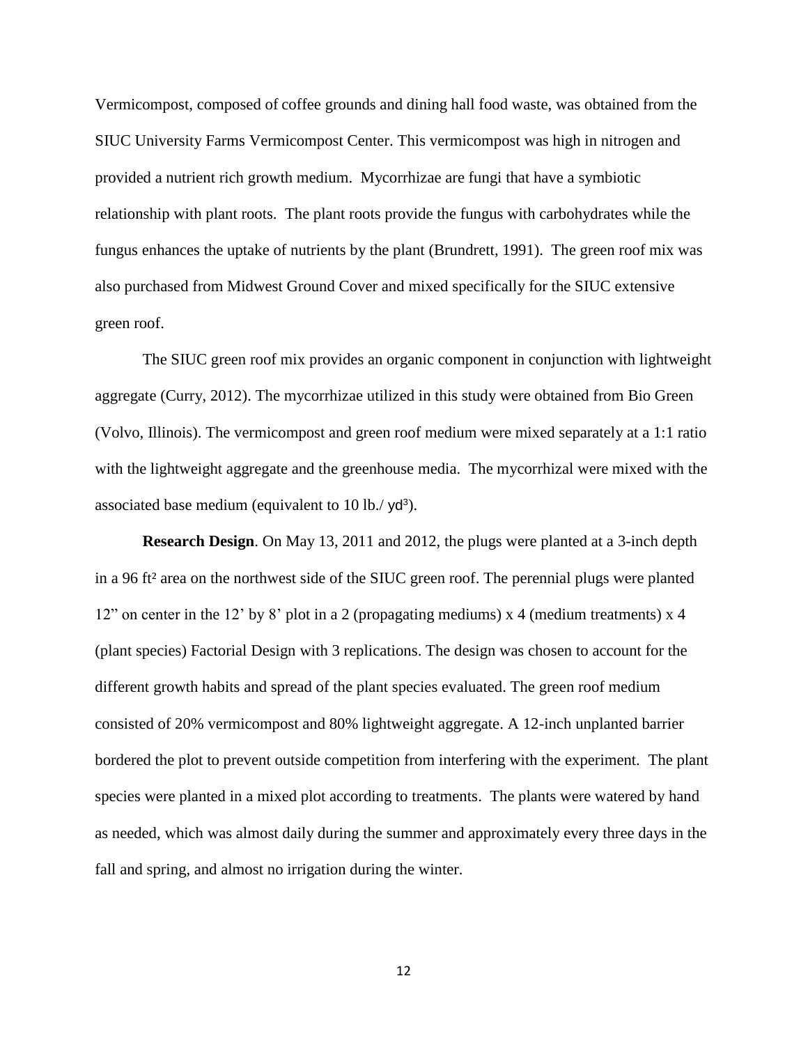Vermicompost, composed of coffee grounds and dining hall food waste, was obtained from the SIUC University Farms Vermicompost Center. This vermicompost was high in nitrogen and provided a nutrient rich growth medium. Mycorrhizae are fungi that have a symbiotic relationship with plant roots. The plant roots provide the fungus with carbohydrates while the fungus enhances the uptake of nutrients by the plant (Brundrett, 1991). The green roof mix was also purchased from Midwest Ground Cover and mixed specifically for the SIUC extensive green roof.

The SIUC green roof mix provides an organic component in conjunction with lightweight aggregate (Curry, 2012). The mycorrhizae utilized in this study were obtained from Bio Green (Volvo, Illinois). The vermicompost and green roof medium were mixed separately at a 1:1 ratio with the lightweight aggregate and the greenhouse media. The mycorrhizal were mixed with the associated base medium (equivalent to 10 lb./ $yd^3$).

**Research Design**. On May 13, 2011 and 2012, the plugs were planted at a 3-inch depth in a 96 $ft^2$ area on the northwest side of the SIUC green roof. The perennial plugs were planted 12" on center in the 12' by 8' plot in a 2 (propagating mediums) x 4 (medium treatments) x 4 (plant species) Factorial Design with 3 replications. The design was chosen to account for the different growth habits and spread of the plant species evaluated. The green roof medium consisted of 20% vermicompost and 80% lightweight aggregate. A 12-inch unplanted barrier bordered the plot to prevent outside competition from interfering with the experiment. The plant species were planted in a mixed plot according to treatments. The plants were watered by hand as needed, which was almost daily during the summer and approximately every three days in the fall and spring, and almost no irrigation during the winter.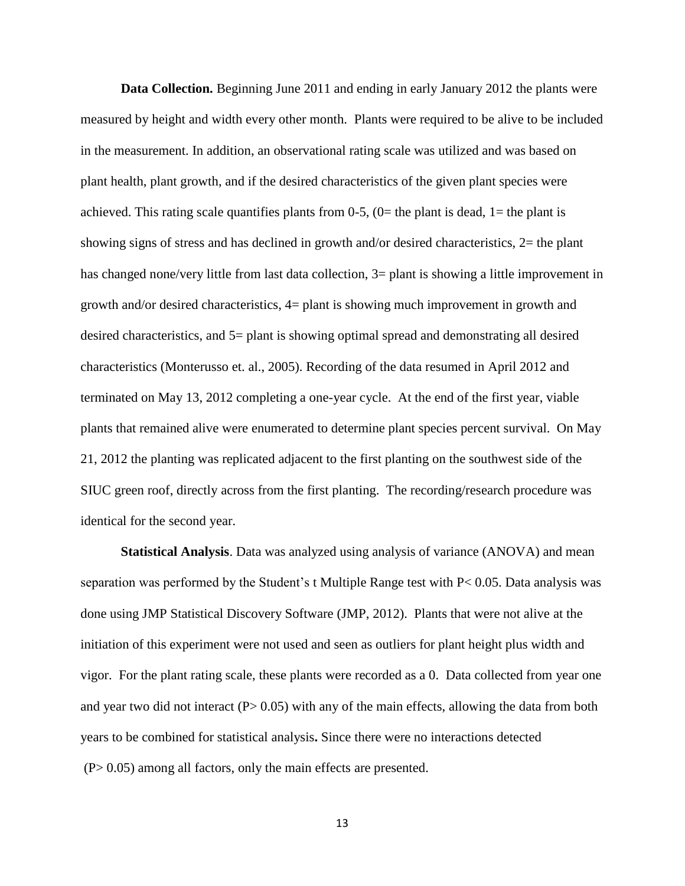**Data Collection.** Beginning June 2011 and ending in early January 2012 the plants were measured by height and width every other month. Plants were required to be alive to be included in the measurement. In addition, an observational rating scale was utilized and was based on plant health, plant growth, and if the desired characteristics of the given plant species were achieved. This rating scale quantifies plants from 0-5, (0= the plant is dead, 1= the plant is showing signs of stress and has declined in growth and/or desired characteristics, 2= the plant has changed none/very little from last data collection, 3= plant is showing a little improvement in growth and/or desired characteristics, 4= plant is showing much improvement in growth and desired characteristics, and 5= plant is showing optimal spread and demonstrating all desired characteristics (Monterusso et. al., 2005). Recording of the data resumed in April 2012 and terminated on May 13, 2012 completing a one-year cycle. At the end of the first year, viable plants that remained alive were enumerated to determine plant species percent survival. On May 21, 2012 the planting was replicated adjacent to the first planting on the southwest side of the SIUC green roof, directly across from the first planting. The recording/research procedure was identical for the second year.

**Statistical Analysis**. Data was analyzed using analysis of variance (ANOVA) and mean separation was performed by the Student's t Multiple Range test with $P< 0.05$. Data analysis was done using JMP Statistical Discovery Software (JMP, 2012). Plants that were not alive at the initiation of this experiment were not used and seen as outliers for plant height plus width and vigor. For the plant rating scale, these plants were recorded as a 0. Data collected from year one and year two did not interact ($P> 0.05$) with any of the main effects, allowing the data from both years to be combined for statistical analysis**.** Since there were no interactions detected ($P> 0.05$) among all factors, only the main effects are presented.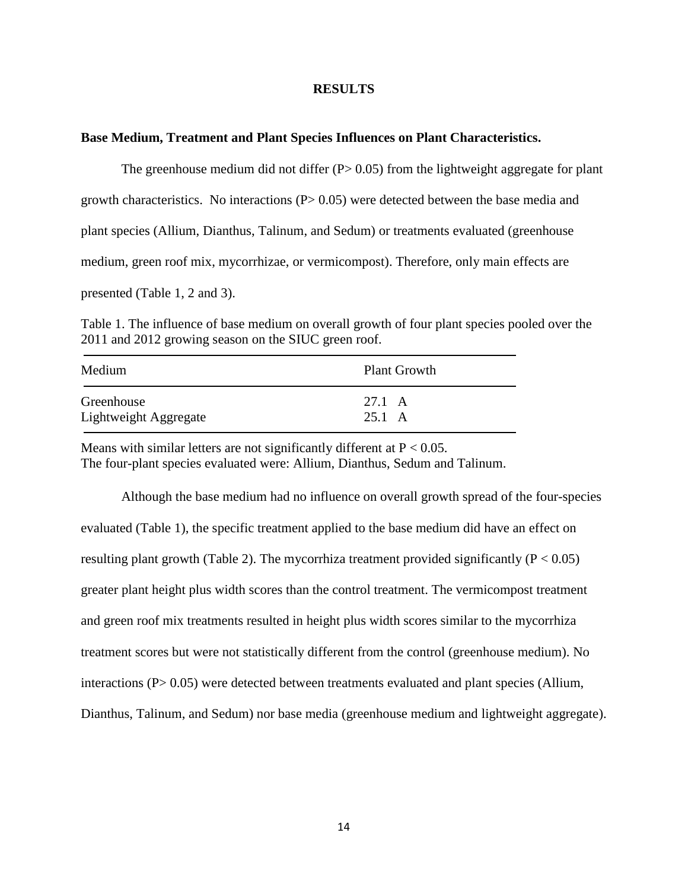# RESULTS

**Base Medium, Treatment and Plant Species Influences on Plant Characteristics.**

The greenhouse medium did not differ ($P > 0.05$) from the lightweight aggregate for plant growth characteristics. No interactions ($P > 0.05$) were detected between the base media and plant species (Allium, Dianthus, Talinum, and Sedum) or treatments evaluated (greenhouse medium, green roof mix, mycorrhizae, or vermicompost). Therefore, only main effects are presented (Table 1, 2 and 3).

Table 1. The influence of base medium on overall growth of four plant species pooled over the 2011 and 2012 growing season on the SIUC green roof.

| Medium | Plant Growth |
|---|---|
| Greenhouse | 27.1 A |
| Lightweight Aggregate | 25.1 A |

Means with similar letters are not significantly different at $P < 0.05$.
The four-plant species evaluated were: Allium, Dianthus, Sedum and Talinum.

Although the base medium had no influence on overall growth spread of the four-species evaluated (Table 1), the specific treatment applied to the base medium did have an effect on resulting plant growth (Table 2). The mycorrhiza treatment provided significantly ($P < 0.05$) greater plant height plus width scores than the control treatment. The vermicompost treatment and green roof mix treatments resulted in height plus width scores similar to the mycorrhiza treatment scores but were not statistically different from the control (greenhouse medium). No interactions ($P > 0.05$) were detected between treatments evaluated and plant species (Allium, Dianthus, Talinum, and Sedum) nor base media (greenhouse medium and lightweight aggregate).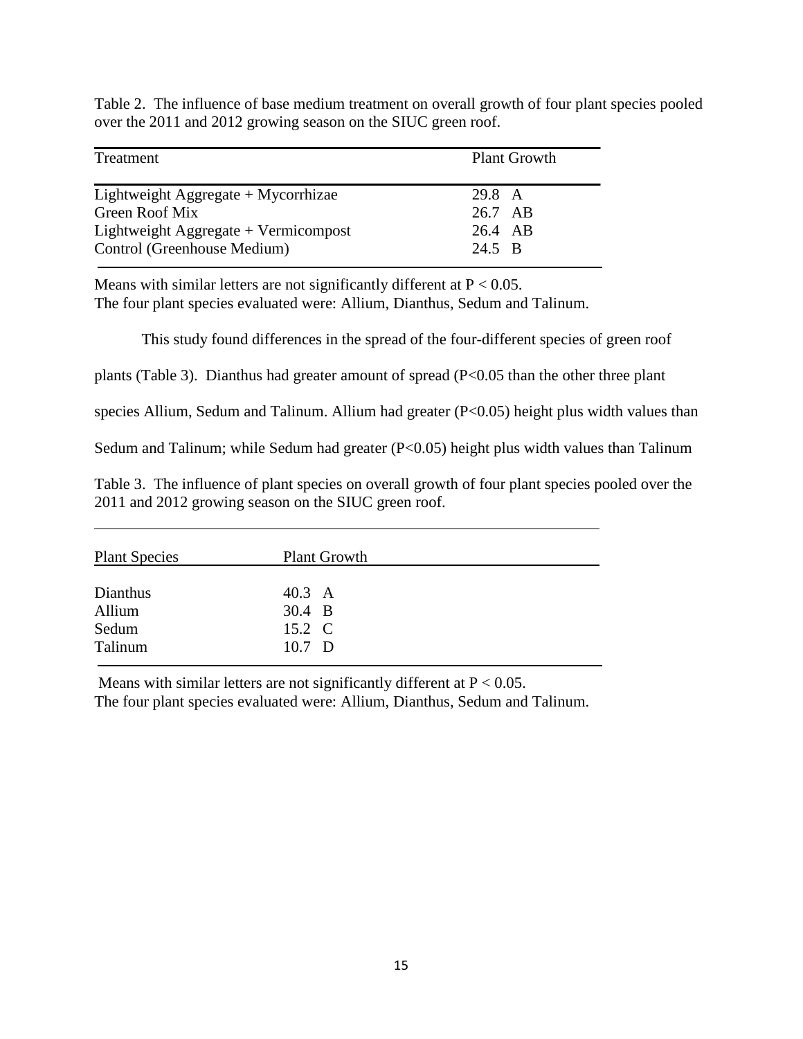Table 2. The influence of base medium treatment on overall growth of four plant species pooled over the 2011 and 2012 growing season on the SIUC green roof.

| Treatment | Plant Growth |
|---|---|
| Lightweight Aggregate + Mycorrhizae | 29.8 A |
| Green Roof Mix | 26.7 AB |
| Lightweight Aggregate + Vermicompost | 26.4 AB |
| Control (Greenhouse Medium) | 24.5 B |

Means with similar letters are not significantly different at $P < 0.05$.
The four plant species evaluated were: Allium, Dianthus, Sedum and Talinum.

This study found differences in the spread of the four-different species of green roof plants (Table 3). Dianthus had greater amount of spread ($P<0.05$ than the other three plant species Allium, Sedum and Talinum. Allium had greater ($P<0.05$) height plus width values than Sedum and Talinum; while Sedum had greater ($P<0.05$) height plus width values than Talinum

Table 3. The influence of plant species on overall growth of four plant species pooled over the 2011 and 2012 growing season on the SIUC green roof.

| Plant Species | Plant Growth |
|---|---|
| Dianthus | 40.3 A |
| Allium | 30.4 B |
| Sedum | 15.2 C |
| Talinum | 10.7 D |

Means with similar letters are not significantly different at $P < 0.05$.
The four plant species evaluated were: Allium, Dianthus, Sedum and Talinum.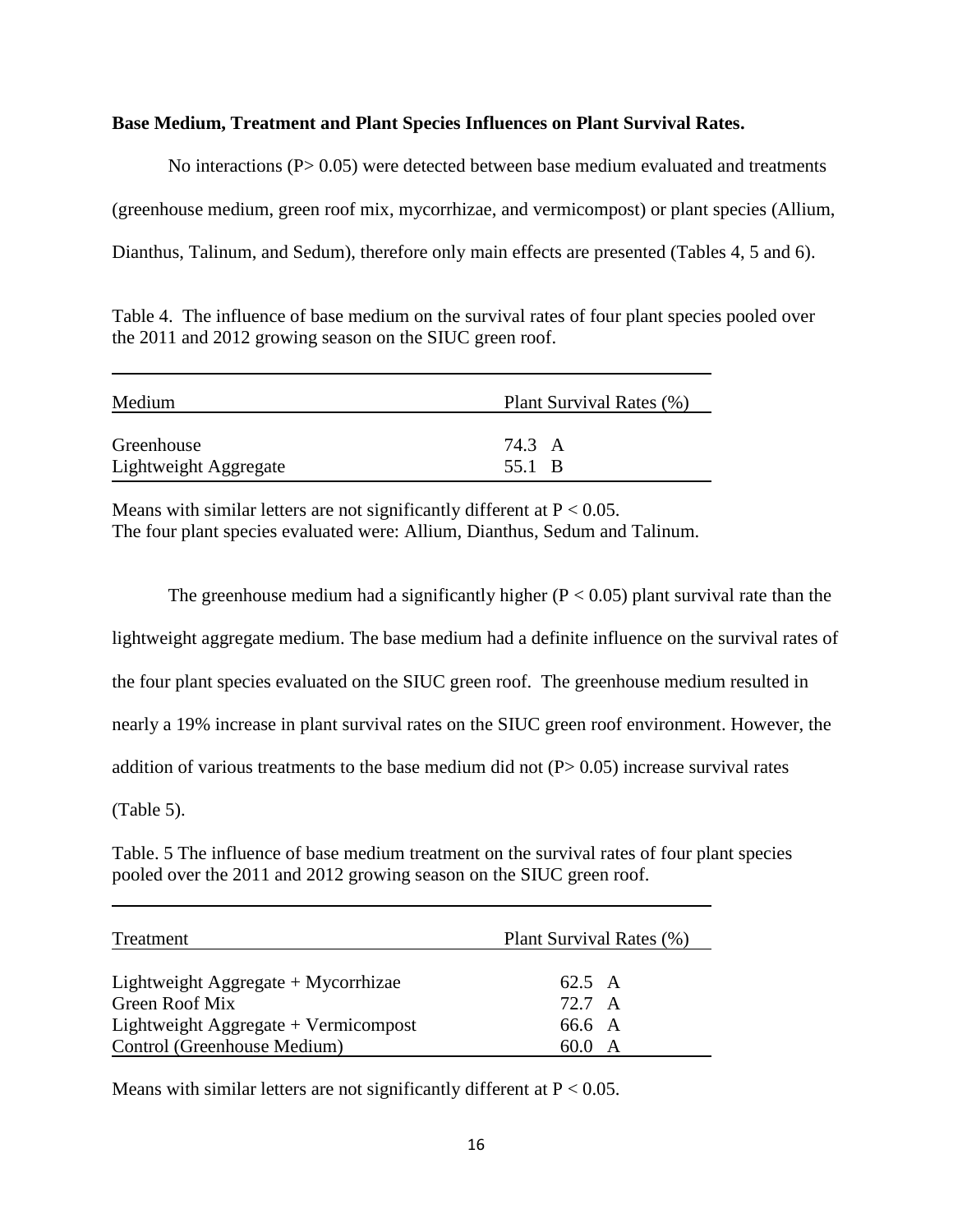**Base Medium, Treatment and Plant Species Influences on Plant Survival Rates.**

No interactions ($P > 0.05$) were detected between base medium evaluated and treatments (greenhouse medium, green roof mix, mycorrhizae, and vermicompost) or plant species (Allium, Dianthus, Talinum, and Sedum), therefore only main effects are presented (Tables 4, 5 and 6).

Table 4. The influence of base medium on the survival rates of four plant species pooled over the 2011 and 2012 growing season on the SIUC green roof.

| Medium | Plant Survival Rates (%) |
|---|---|
| Greenhouse | 74.3 A |
| Lightweight Aggregate | 55.1 B |

Means with similar letters are not significantly different at $P < 0.05$.
The four plant species evaluated were: Allium, Dianthus, Sedum and Talinum.

The greenhouse medium had a significantly higher ($P < 0.05$) plant survival rate than the lightweight aggregate medium. The base medium had a definite influence on the survival rates of the four plant species evaluated on the SIUC green roof. The greenhouse medium resulted in nearly a 19% increase in plant survival rates on the SIUC green roof environment. However, the addition of various treatments to the base medium did not ($P > 0.05$) increase survival rates (Table 5).

Table. 5 The influence of base medium treatment on the survival rates of four plant species pooled over the 2011 and 2012 growing season on the SIUC green roof.

| Treatment | Plant Survival Rates (%) |
|---|---|
| Lightweight Aggregate + Mycorrhizae | 62.5 A |
| Green Roof Mix | 72.7 A |
| Lightweight Aggregate + Vermicompost | 66.6 A |
| Control (Greenhouse Medium) | 60.0 A |

Means with similar letters are not significantly different at $P < 0.05$.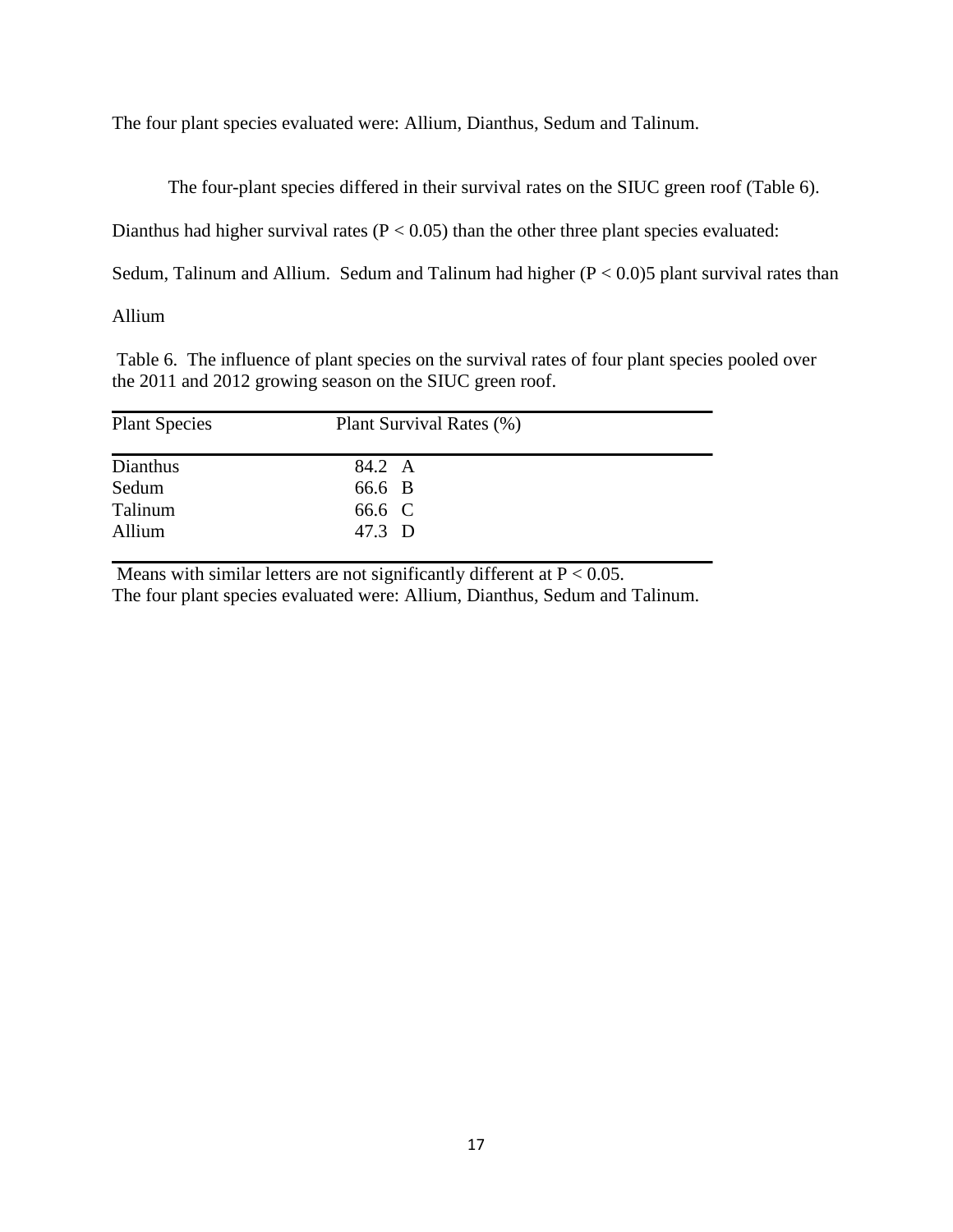The four plant species evaluated were: Allium, Dianthus, Sedum and Talinum.

The four-plant species differed in their survival rates on the SIUC green roof (Table 6). Dianthus had higher survival rates ($P < 0.05$) than the other three plant species evaluated: Sedum, Talinum and Allium. Sedum and Talinum had higher ($P < 0.0$)5 plant survival rates than Allium

Table 6. The influence of plant species on the survival rates of four plant species pooled over the 2011 and 2012 growing season on the SIUC green roof.

| Plant Species | Plant Survival Rates (%) |
|---|---|
| Dianthus | 84.2 A |
| Sedum | 66.6 B |
| Talinum | 66.6 C |
| Allium | 47.3 D |

Means with similar letters are not significantly different at $P < 0.05$.
The four plant species evaluated were: Allium, Dianthus, Sedum and Talinum.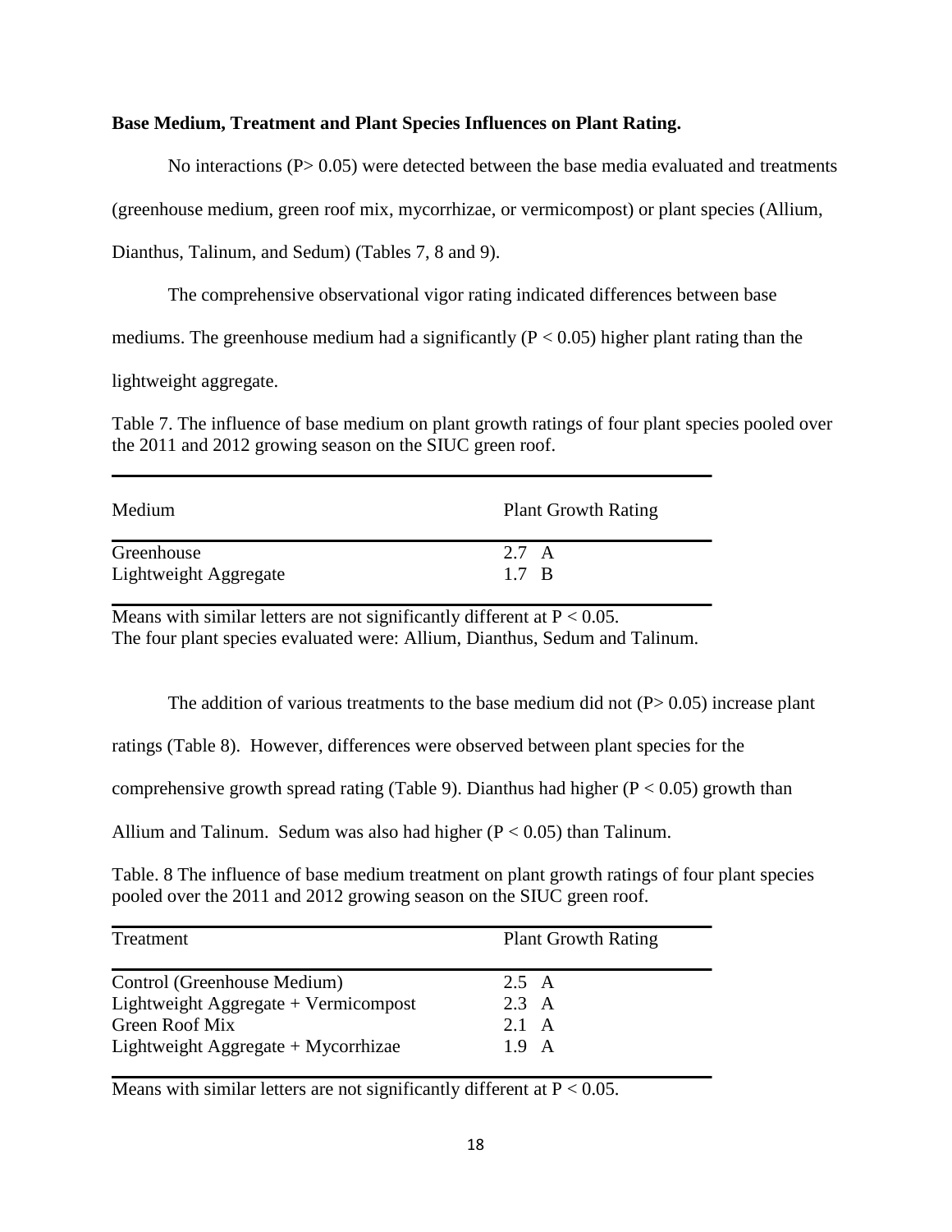**Base Medium, Treatment and Plant Species Influences on Plant Rating.**

No interactions ($P > 0.05$) were detected between the base media evaluated and treatments (greenhouse medium, green roof mix, mycorrhizae, or vermicompost) or plant species (Allium, Dianthus, Talinum, and Sedum) (Tables 7, 8 and 9).

The comprehensive observational vigor rating indicated differences between base mediums. The greenhouse medium had a significantly ($P < 0.05$) higher plant rating than the lightweight aggregate.

Table 7. The influence of base medium on plant growth ratings of four plant species pooled over the 2011 and 2012 growing season on the SIUC green roof.

| Medium | Plant Growth Rating |
|---|---|
| Greenhouse | 2.7 A |
| Lightweight Aggregate | 1.7 B |

Means with similar letters are not significantly different at $P < 0.05$.
The four plant species evaluated were: Allium, Dianthus, Sedum and Talinum.

The addition of various treatments to the base medium did not ($P > 0.05$) increase plant ratings (Table 8). However, differences were observed between plant species for the comprehensive growth spread rating (Table 9). Dianthus had higher ($P < 0.05$) growth than Allium and Talinum. Sedum was also had higher ($P < 0.05$) than Talinum.

Table. 8 The influence of base medium treatment on plant growth ratings of four plant species pooled over the 2011 and 2012 growing season on the SIUC green roof.

| Treatment | Plant Growth Rating |
|---|---|
| Control (Greenhouse Medium) | 2.5 A |
| Lightweight Aggregate + Vermicompost | 2.3 A |
| Green Roof Mix | 2.1 A |
| Lightweight Aggregate + Mycorrhizae | 1.9 A |

Means with similar letters are not significantly different at $P < 0.05$.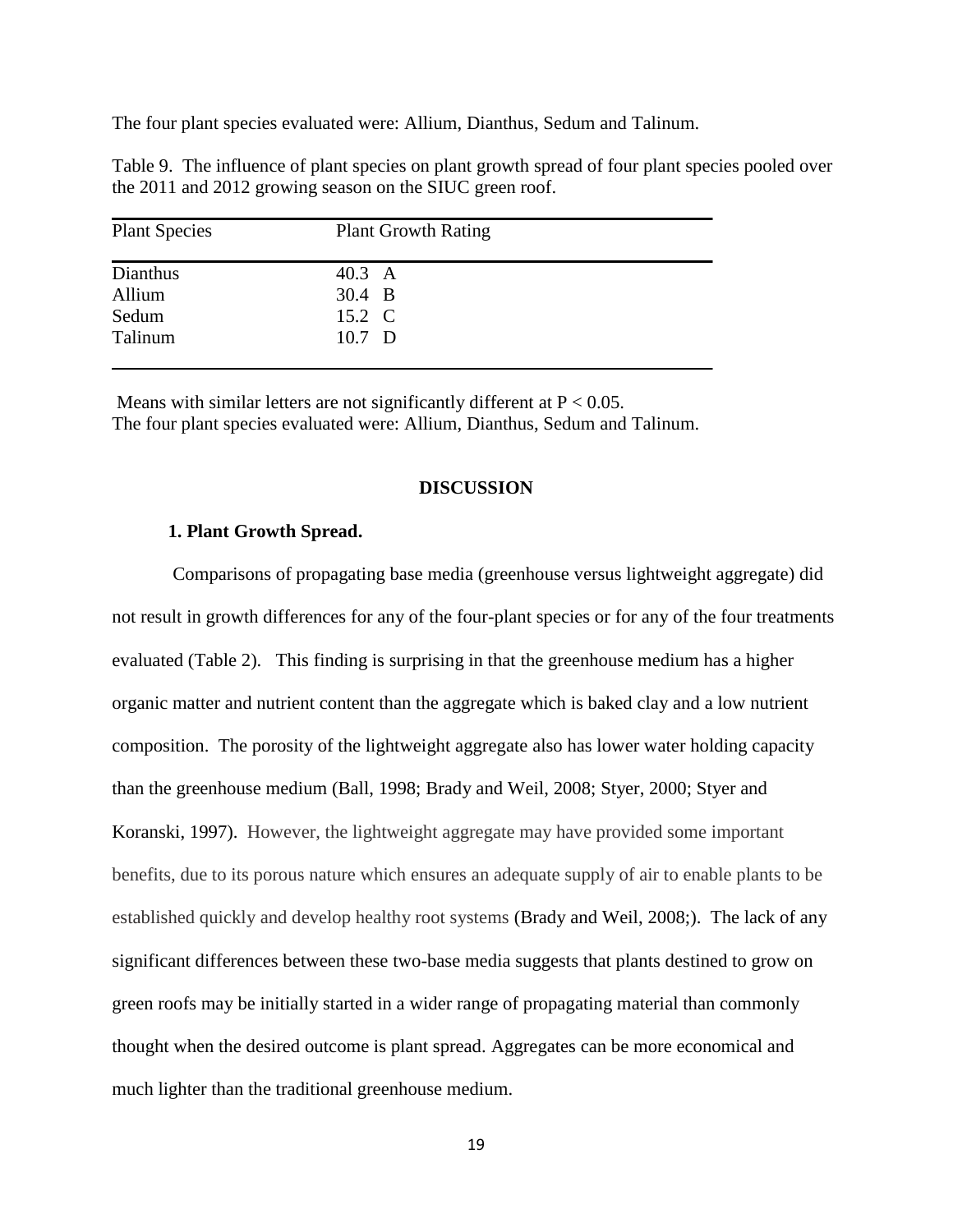The four plant species evaluated were: Allium, Dianthus, Sedum and Talinum.

Table 9. The influence of plant species on plant growth spread of four plant species pooled over the 2011 and 2012 growing season on the SIUC green roof.

| Plant Species | Plant Growth Rating |
|---|---|
| Dianthus | 40.3 A |
| Allium | 30.4 B |
| Sedum | 15.2 C |
| Talinum | 10.7 D |

Means with similar letters are not significantly different at $P < 0.05$.
The four plant species evaluated were: Allium, Dianthus, Sedum and Talinum.

## DISCUSSION

### 1. Plant Growth Spread.

Comparisons of propagating base media (greenhouse versus lightweight aggregate) did not result in growth differences for any of the four-plant species or for any of the four treatments evaluated (Table 2). This finding is surprising in that the greenhouse medium has a higher organic matter and nutrient content than the aggregate which is baked clay and a low nutrient composition. The porosity of the lightweight aggregate also has lower water holding capacity than the greenhouse medium (Ball, 1998; Brady and Weil, 2008; Styer, 2000; Styer and Koranski, 1997). However, the lightweight aggregate may have provided some important benefits, due to its porous nature which ensures an adequate supply of air to enable plants to be established quickly and develop healthy root systems (Brady and Weil, 2008;). The lack of any significant differences between these two-base media suggests that plants destined to grow on green roofs may be initially started in a wider range of propagating material than commonly thought when the desired outcome is plant spread. Aggregates can be more economical and much lighter than the traditional greenhouse medium.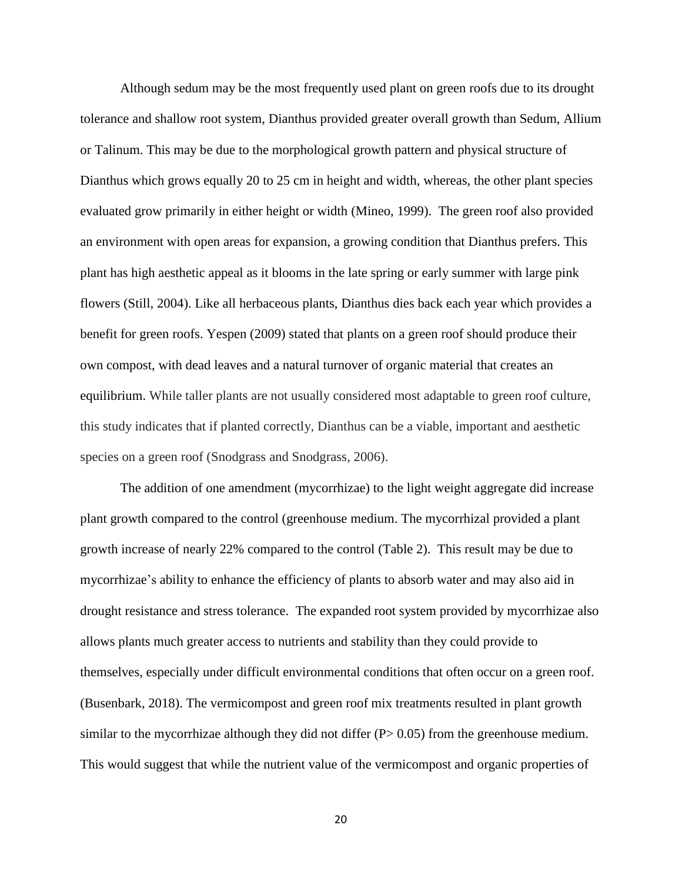Although sedum may be the most frequently used plant on green roofs due to its drought tolerance and shallow root system, Dianthus provided greater overall growth than Sedum, Allium or Talinum. This may be due to the morphological growth pattern and physical structure of Dianthus which grows equally 20 to 25 cm in height and width, whereas, the other plant species evaluated grow primarily in either height or width (Mineo, 1999). The green roof also provided an environment with open areas for expansion, a growing condition that Dianthus prefers. This plant has high aesthetic appeal as it blooms in the late spring or early summer with large pink flowers (Still, 2004). Like all herbaceous plants, Dianthus dies back each year which provides a benefit for green roofs. Yespen (2009) stated that plants on a green roof should produce their own compost, with dead leaves and a natural turnover of organic material that creates an equilibrium. While taller plants are not usually considered most adaptable to green roof culture, this study indicates that if planted correctly, Dianthus can be a viable, important and aesthetic species on a green roof (Snodgrass and Snodgrass, 2006).

The addition of one amendment (mycorrhizae) to the light weight aggregate did increase plant growth compared to the control (greenhouse medium. The mycorrhizal provided a plant growth increase of nearly 22% compared to the control (Table 2). This result may be due to mycorrhizae's ability to enhance the efficiency of plants to absorb water and may also aid in drought resistance and stress tolerance. The expanded root system provided by mycorrhizae also allows plants much greater access to nutrients and stability than they could provide to themselves, especially under difficult environmental conditions that often occur on a green roof. (Busenbark, 2018). The vermicompost and green roof mix treatments resulted in plant growth similar to the mycorrhizae although they did not differ ($P > 0.05$) from the greenhouse medium. This would suggest that while the nutrient value of the vermicompost and organic properties of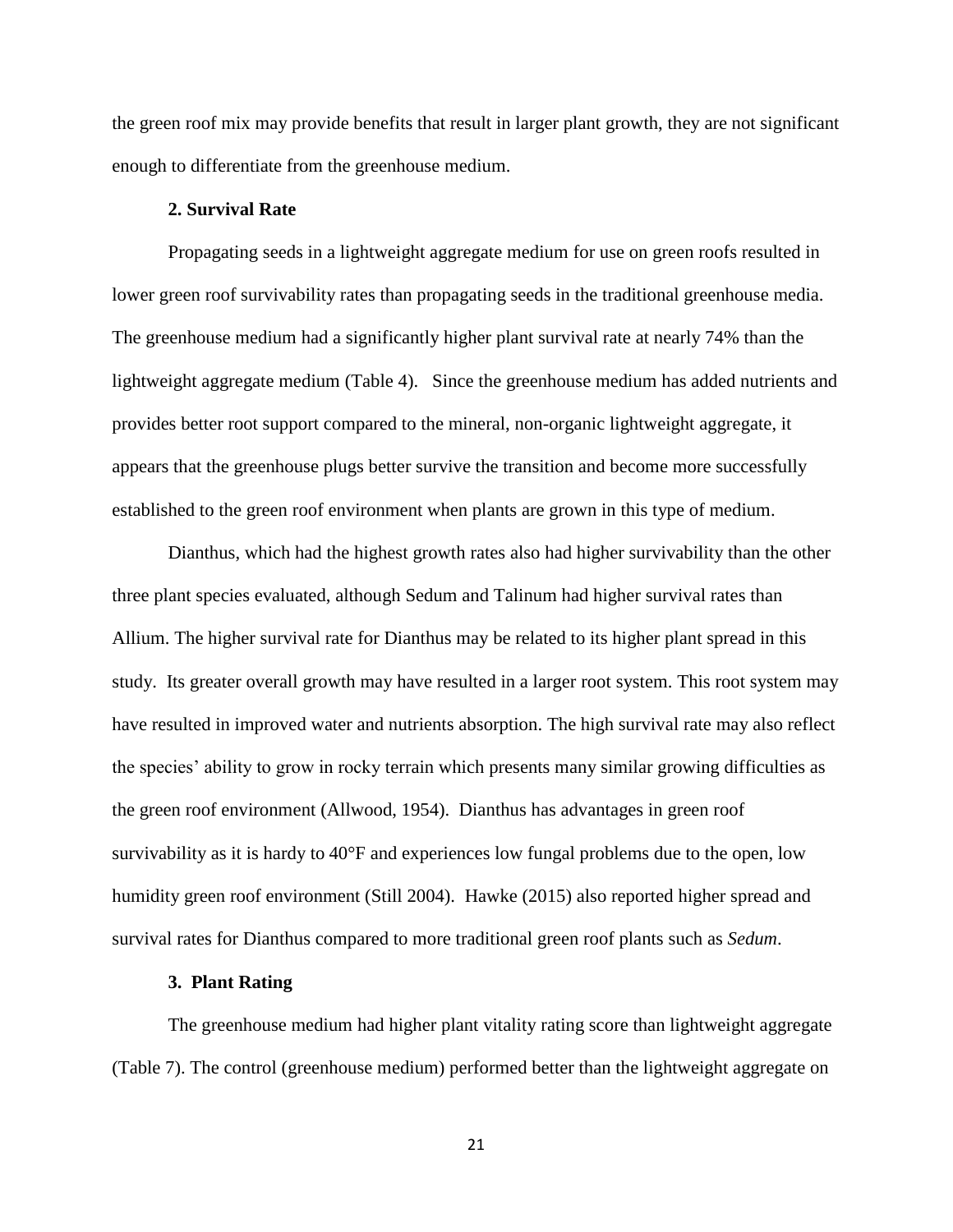the green roof mix may provide benefits that result in larger plant growth, they are not significant enough to differentiate from the greenhouse medium.

### 2. Survival Rate

Propagating seeds in a lightweight aggregate medium for use on green roofs resulted in lower green roof survivability rates than propagating seeds in the traditional greenhouse media. The greenhouse medium had a significantly higher plant survival rate at nearly 74% than the lightweight aggregate medium (Table 4). Since the greenhouse medium has added nutrients and provides better root support compared to the mineral, non-organic lightweight aggregate, it appears that the greenhouse plugs better survive the transition and become more successfully established to the green roof environment when plants are grown in this type of medium.

Dianthus, which had the highest growth rates also had higher survivability than the other three plant species evaluated, although Sedum and Talinum had higher survival rates than Allium. The higher survival rate for Dianthus may be related to its higher plant spread in this study. Its greater overall growth may have resulted in a larger root system. This root system may have resulted in improved water and nutrients absorption. The high survival rate may also reflect the species' ability to grow in rocky terrain which presents many similar growing difficulties as the green roof environment (Allwood, 1954). Dianthus has advantages in green roof survivability as it is hardy to 40°F and experiences low fungal problems due to the open, low humidity green roof environment (Still 2004). Hawke (2015) also reported higher spread and survival rates for Dianthus compared to more traditional green roof plants such as *Sedum*.

### 3. Plant Rating

The greenhouse medium had higher plant vitality rating score than lightweight aggregate (Table 7). The control (greenhouse medium) performed better than the lightweight aggregate on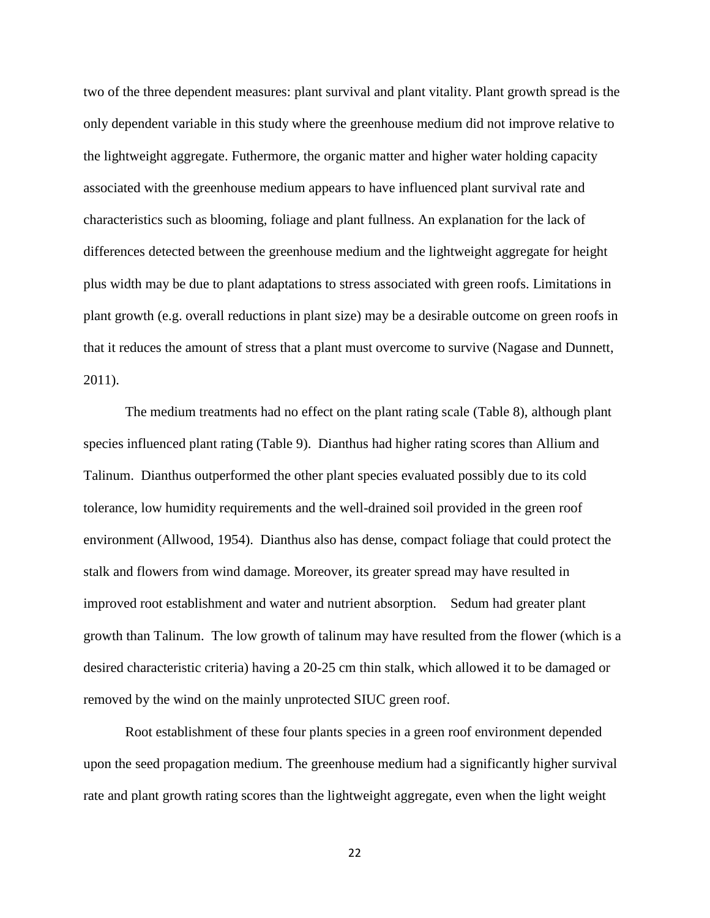two of the three dependent measures: plant survival and plant vitality. Plant growth spread is the only dependent variable in this study where the greenhouse medium did not improve relative to the lightweight aggregate. Futhermore, the organic matter and higher water holding capacity associated with the greenhouse medium appears to have influenced plant survival rate and characteristics such as blooming, foliage and plant fullness. An explanation for the lack of differences detected between the greenhouse medium and the lightweight aggregate for height plus width may be due to plant adaptations to stress associated with green roofs. Limitations in plant growth (e.g. overall reductions in plant size) may be a desirable outcome on green roofs in that it reduces the amount of stress that a plant must overcome to survive (Nagase and Dunnett, 2011).

The medium treatments had no effect on the plant rating scale (Table 8), although plant species influenced plant rating (Table 9). Dianthus had higher rating scores than Allium and Talinum. Dianthus outperformed the other plant species evaluated possibly due to its cold tolerance, low humidity requirements and the well-drained soil provided in the green roof environment (Allwood, 1954). Dianthus also has dense, compact foliage that could protect the stalk and flowers from wind damage. Moreover, its greater spread may have resulted in improved root establishment and water and nutrient absorption. Sedum had greater plant growth than Talinum. The low growth of talinum may have resulted from the flower (which is a desired characteristic criteria) having a 20-25 cm thin stalk, which allowed it to be damaged or removed by the wind on the mainly unprotected SIUC green roof.

Root establishment of these four plants species in a green roof environment depended upon the seed propagation medium. The greenhouse medium had a significantly higher survival rate and plant growth rating scores than the lightweight aggregate, even when the light weight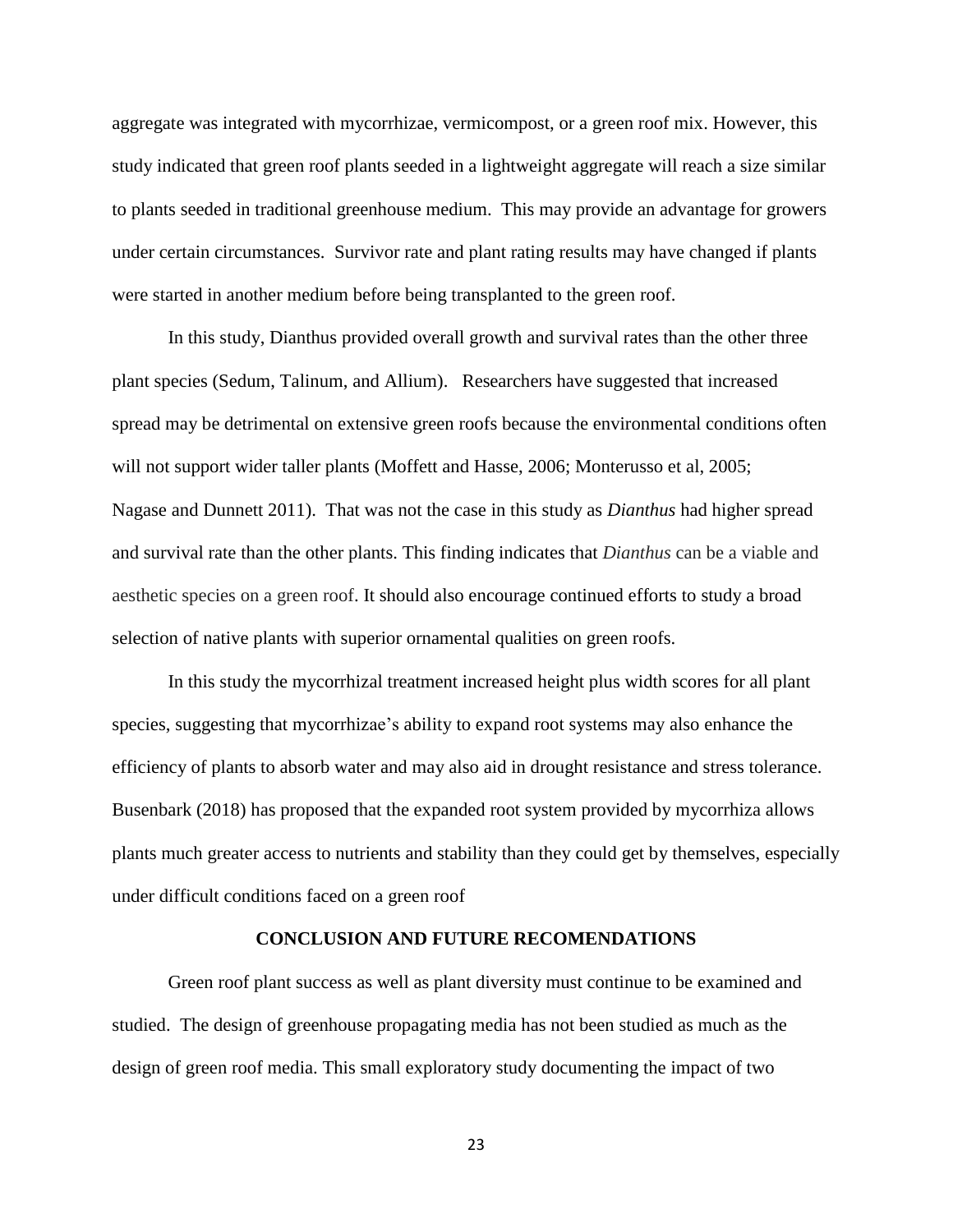aggregate was integrated with mycorrhizae, vermicompost, or a green roof mix. However, this study indicated that green roof plants seeded in a lightweight aggregate will reach a size similar to plants seeded in traditional greenhouse medium. This may provide an advantage for growers under certain circumstances. Survivor rate and plant rating results may have changed if plants were started in another medium before being transplanted to the green roof.

In this study, Dianthus provided overall growth and survival rates than the other three plant species (Sedum, Talinum, and Allium). Researchers have suggested that increased spread may be detrimental on extensive green roofs because the environmental conditions often will not support wider taller plants (Moffett and Hasse, 2006; Monterusso et al, 2005; Nagase and Dunnett 2011). That was not the case in this study as *Dianthus* had higher spread and survival rate than the other plants. This finding indicates that *Dianthus* can be a viable and aesthetic species on a green roof. It should also encourage continued efforts to study a broad selection of native plants with superior ornamental qualities on green roofs.

In this study the mycorrhizal treatment increased height plus width scores for all plant species, suggesting that mycorrhizae's ability to expand root systems may also enhance the efficiency of plants to absorb water and may also aid in drought resistance and stress tolerance. Busenbark (2018) has proposed that the expanded root system provided by mycorrhiza allows plants much greater access to nutrients and stability than they could get by themselves, especially under difficult conditions faced on a green roof

## CONCLUSION AND FUTURE RECOMENDATIONS

Green roof plant success as well as plant diversity must continue to be examined and studied. The design of greenhouse propagating media has not been studied as much as the design of green roof media. This small exploratory study documenting the impact of two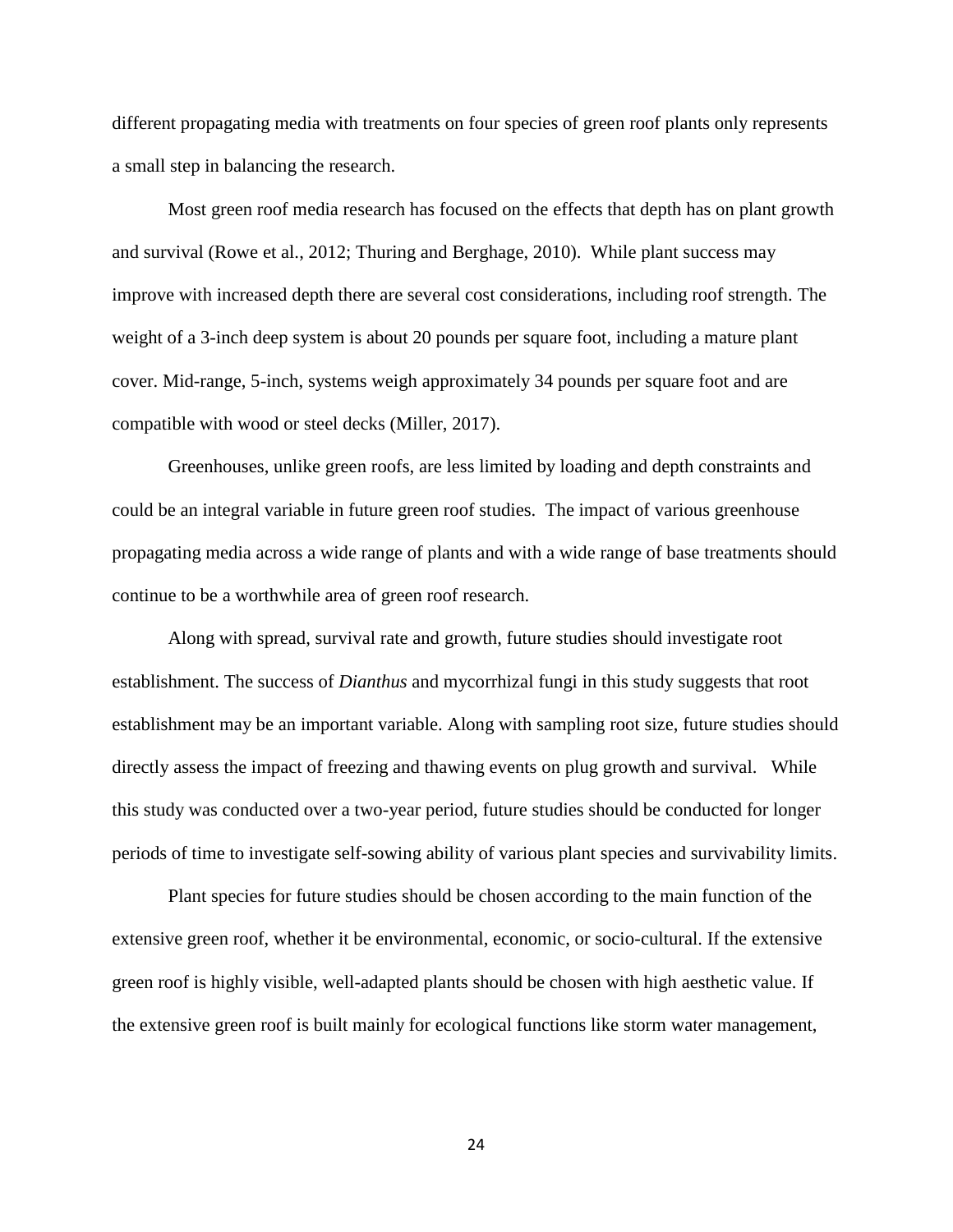different propagating media with treatments on four species of green roof plants only represents a small step in balancing the research.

Most green roof media research has focused on the effects that depth has on plant growth and survival (Rowe et al., 2012; Thuring and Berghage, 2010). While plant success may improve with increased depth there are several cost considerations, including roof strength. The weight of a 3-inch deep system is about 20 pounds per square foot, including a mature plant cover. Mid-range, 5-inch, systems weigh approximately 34 pounds per square foot and are compatible with wood or steel decks (Miller, 2017).

Greenhouses, unlike green roofs, are less limited by loading and depth constraints and could be an integral variable in future green roof studies. The impact of various greenhouse propagating media across a wide range of plants and with a wide range of base treatments should continue to be a worthwhile area of green roof research.

Along with spread, survival rate and growth, future studies should investigate root establishment. The success of *Dianthus* and mycorrhizal fungi in this study suggests that root establishment may be an important variable. Along with sampling root size, future studies should directly assess the impact of freezing and thawing events on plug growth and survival. While this study was conducted over a two-year period, future studies should be conducted for longer periods of time to investigate self-sowing ability of various plant species and survivability limits.

Plant species for future studies should be chosen according to the main function of the extensive green roof, whether it be environmental, economic, or socio-cultural. If the extensive green roof is highly visible, well-adapted plants should be chosen with high aesthetic value. If the extensive green roof is built mainly for ecological functions like storm water management,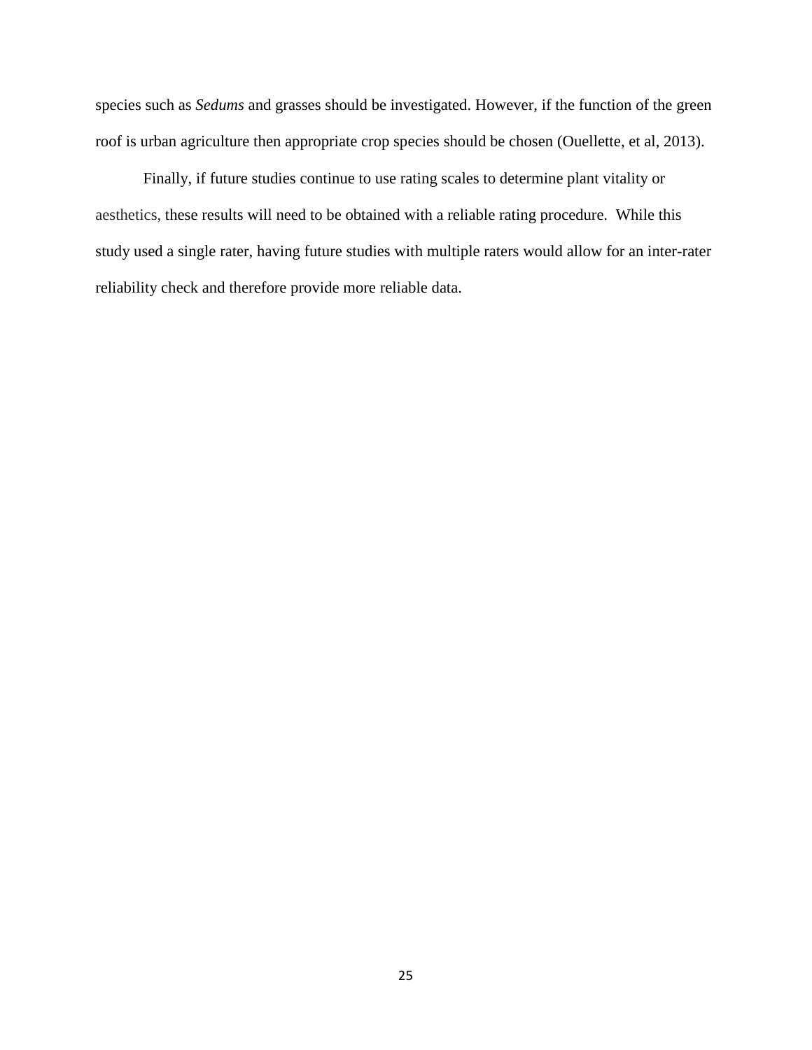species such as *Sedums* and grasses should be investigated. However, if the function of the green roof is urban agriculture then appropriate crop species should be chosen (Ouellette, et al, 2013).

Finally, if future studies continue to use rating scales to determine plant vitality or aesthetics, these results will need to be obtained with a reliable rating procedure. While this study used a single rater, having future studies with multiple raters would allow for an inter-rater reliability check and therefore provide more reliable data.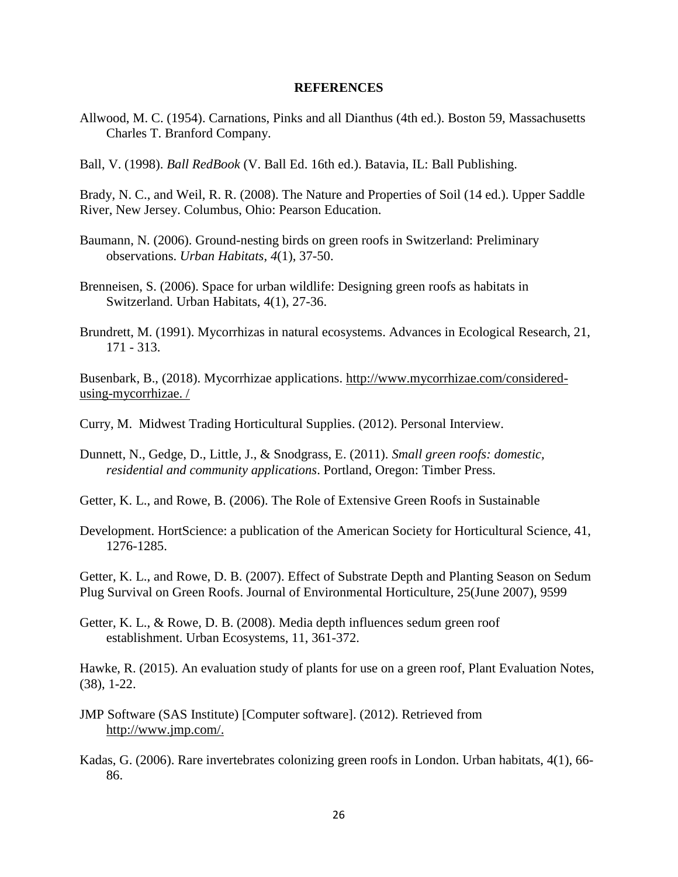## REFERENCES

Allwood, M. C. (1954). Carnations, Pinks and all Dianthus (4th ed.). Boston 59, Massachusetts Charles T. Branford Company.

Ball, V. (1998). *Ball RedBook* (V. Ball Ed. 16th ed.). Batavia, IL: Ball Publishing.

Brady, N. C., and Weil, R. R. (2008). The Nature and Properties of Soil (14 ed.). Upper Saddle River, New Jersey. Columbus, Ohio: Pearson Education.

Baumann, N. (2006). Ground-nesting birds on green roofs in Switzerland: Preliminary observations. *Urban Habitats*, *4*(1), 37-50.

Brenneisen, S. (2006). Space for urban wildlife: Designing green roofs as habitats in Switzerland. Urban Habitats, 4(1), 27-36.

Brundrett, M. (1991). Mycorrhizas in natural ecosystems. Advances in Ecological Research, 21, 171 - 313.

Busenbark, B., (2018). Mycorrhizae applications. http://www.mycorrhizae.com/considered-using-mycorrhizae. /

Curry, M. Midwest Trading Horticultural Supplies. (2012). Personal Interview.

Dunnett, N., Gedge, D., Little, J., & Snodgrass, E. (2011). *Small green roofs: domestic, residential and community applications*. Portland, Oregon: Timber Press.

Getter, K. L., and Rowe, B. (2006). The Role of Extensive Green Roofs in Sustainable

Development. HortScience: a publication of the American Society for Horticultural Science, 41, 1276-1285.

Getter, K. L., and Rowe, D. B. (2007). Effect of Substrate Depth and Planting Season on Sedum Plug Survival on Green Roofs. Journal of Environmental Horticulture, 25(June 2007), 9599

Getter, K. L., & Rowe, D. B. (2008). Media depth influences sedum green roof establishment. Urban Ecosystems, 11, 361-372.

Hawke, R. (2015). An evaluation study of plants for use on a green roof, Plant Evaluation Notes, (38), 1-22.

JMP Software (SAS Institute) [Computer software]. (2012). Retrieved from http://www.jmp.com/.

Kadas, G. (2006). Rare invertebrates colonizing green roofs in London. Urban habitats, 4(1), 66-86.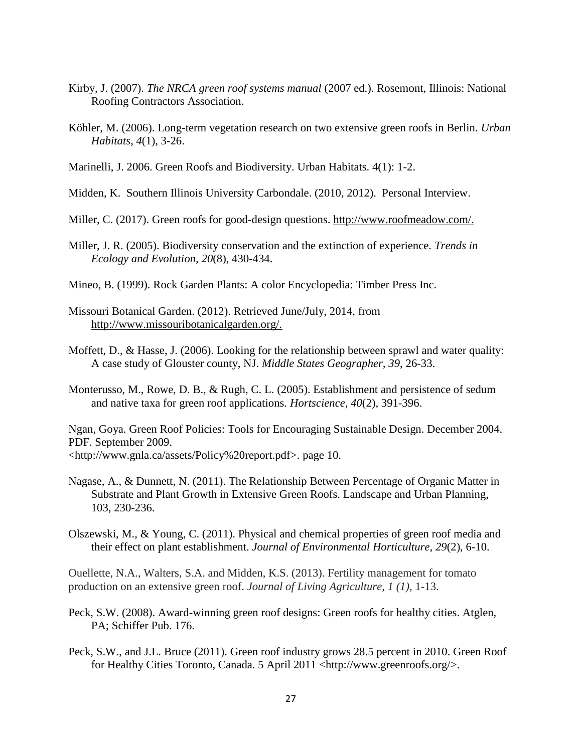Kirby, J. (2007). *The NRCA green roof systems manual* (2007 ed.). Rosemont, Illinois: National Roofing Contractors Association.

Köhler, M. (2006). Long-term vegetation research on two extensive green roofs in Berlin. *Urban Habitats, 4*(1), 3-26.

Marinelli, J. 2006. Green Roofs and Biodiversity. Urban Habitats. 4(1): 1-2.

Midden, K. Southern Illinois University Carbondale. (2010, 2012). Personal Interview.

Miller, C. (2017). Green roofs for good-design questions. http://www.roofmeadow.com/.

Miller, J. R. (2005). Biodiversity conservation and the extinction of experience. *Trends in Ecology and Evolution, 20*(8), 430-434.

Mineo, B. (1999). Rock Garden Plants: A color Encyclopedia: Timber Press Inc.

Missouri Botanical Garden. (2012). Retrieved June/July, 2014, from http://www.missouribotanicalgarden.org/.

Moffett, D., & Hasse, J. (2006). Looking for the relationship between sprawl and water quality: A case study of Glouster county, NJ. *Middle States Geographer, 39*, 26-33.

Monterusso, M., Rowe, D. B., & Rugh, C. L. (2005). Establishment and persistence of sedum and native taxa for green roof applications. *Hortscience, 40*(2), 391-396.

Ngan, Goya. Green Roof Policies: Tools for Encouraging Sustainable Design. December 2004. PDF. September 2009. <http://www.gnla.ca/assets/Policy%20report.pdf>. page 10.

Nagase, A., & Dunnett, N. (2011). The Relationship Between Percentage of Organic Matter in Substrate and Plant Growth in Extensive Green Roofs. Landscape and Urban Planning, 103, 230-236.

Olszewski, M., & Young, C. (2011). Physical and chemical properties of green roof media and their effect on plant establishment. *Journal of Environmental Horticulture, 29*(2), 6-10.

Ouellette, N.A., Walters, S.A. and Midden, K.S. (2013). Fertility management for tomato production on an extensive green roof. *Journal of Living Agriculture, 1 (1)*, 1-13.

Peck, S.W. (2008). Award-winning green roof designs: Green roofs for healthy cities. Atglen, PA; Schiffer Pub. 176.

Peck, S.W., and J.L. Bruce (2011). Green roof industry grows 28.5 percent in 2010. Green Roof for Healthy Cities Toronto, Canada. 5 April 2011 <http://www.greenroofs.org/>.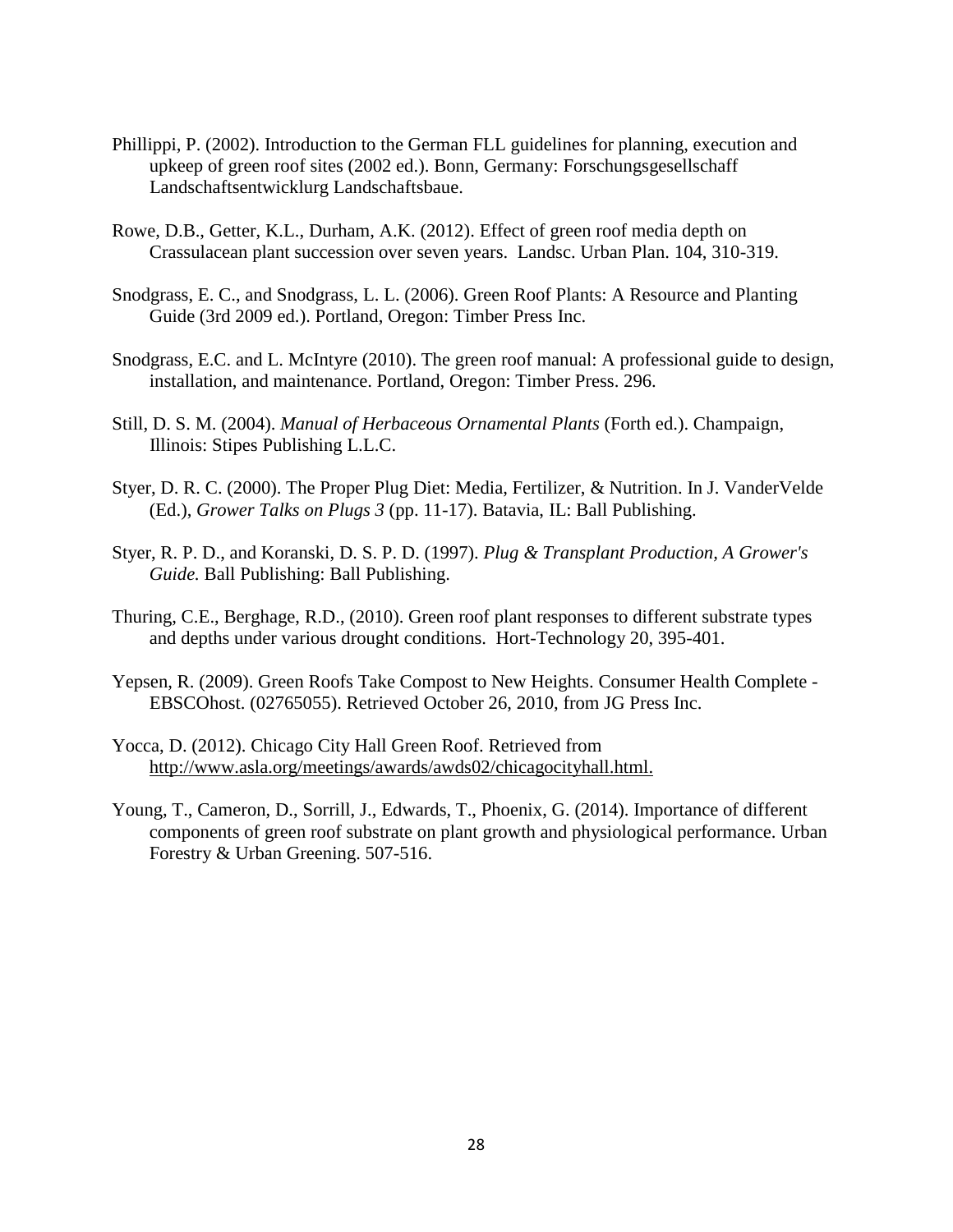Phillippi, P. (2002). Introduction to the German FLL guidelines for planning, execution and upkeep of green roof sites (2002 ed.). Bonn, Germany: Forschungsgesellschaff Landschaftsentwicklurg Landschaftsbaue.

Rowe, D.B., Getter, K.L., Durham, A.K. (2012). Effect of green roof media depth on Crassulacean plant succession over seven years. Landsc. Urban Plan. 104, 310-319.

Snodgrass, E. C., and Snodgrass, L. L. (2006). Green Roof Plants: A Resource and Planting Guide (3rd 2009 ed.). Portland, Oregon: Timber Press Inc.

Snodgrass, E.C. and L. McIntyre (2010). The green roof manual: A professional guide to design, installation, and maintenance. Portland, Oregon: Timber Press. 296.

Still, D. S. M. (2004). *Manual of Herbaceous Ornamental Plants* (Forth ed.). Champaign, Illinois: Stipes Publishing L.L.C.

Styer, D. R. C. (2000). The Proper Plug Diet: Media, Fertilizer, & Nutrition. In J. VanderVelde (Ed.), *Grower Talks on Plugs 3* (pp. 11-17). Batavia, IL: Ball Publishing.

Styer, R. P. D., and Koranski, D. S. P. D. (1997). *Plug & Transplant Production, A Grower's Guide.* Ball Publishing: Ball Publishing.

Thuring, C.E., Berghage, R.D., (2010). Green roof plant responses to different substrate types and depths under various drought conditions. Hort-Technology 20, 395-401.

Yepsen, R. (2009). Green Roofs Take Compost to New Heights. Consumer Health Complete - EBSCOhost. (02765055). Retrieved October 26, 2010, from JG Press Inc.

Yocca, D. (2012). Chicago City Hall Green Roof. Retrieved from http://www.asla.org/meetings/awards/awds02/chicagocityhall.html.

Young, T., Cameron, D., Sorrill, J., Edwards, T., Phoenix, G. (2014). Importance of different components of green roof substrate on plant growth and physiological performance. Urban Forestry & Urban Greening. 507-516.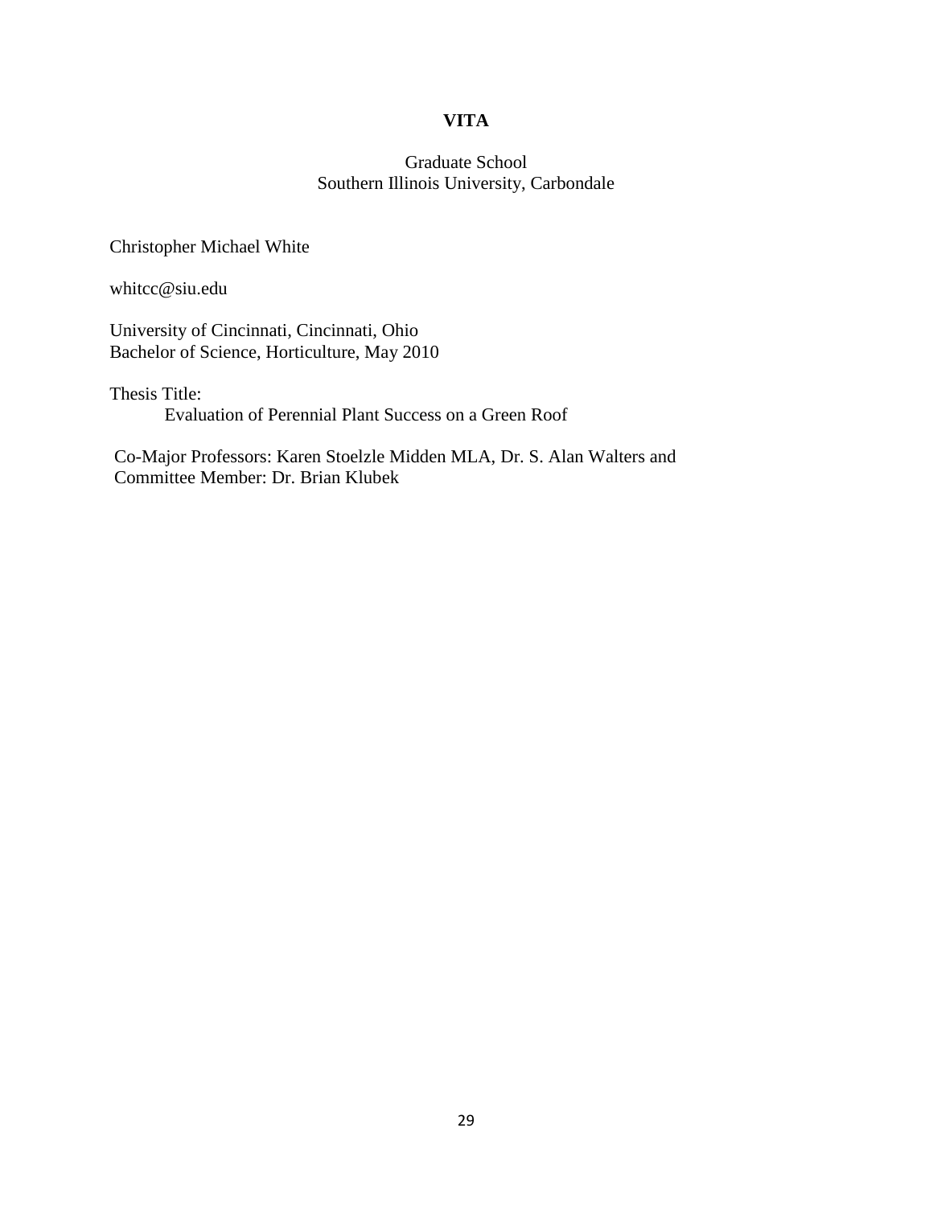# VITA

Graduate School
Southern Illinois University, Carbondale

Christopher Michael White

whitcc@siu.edu

University of Cincinnati, Cincinnati, Ohio
Bachelor of Science, Horticulture, May 2010

Thesis Title:
Evaluation of Perennial Plant Success on a Green Roof

Co-Major Professors: Karen Stoelzle Midden MLA, Dr. S. Alan Walters and
Committee Member: Dr. Brian Klubek